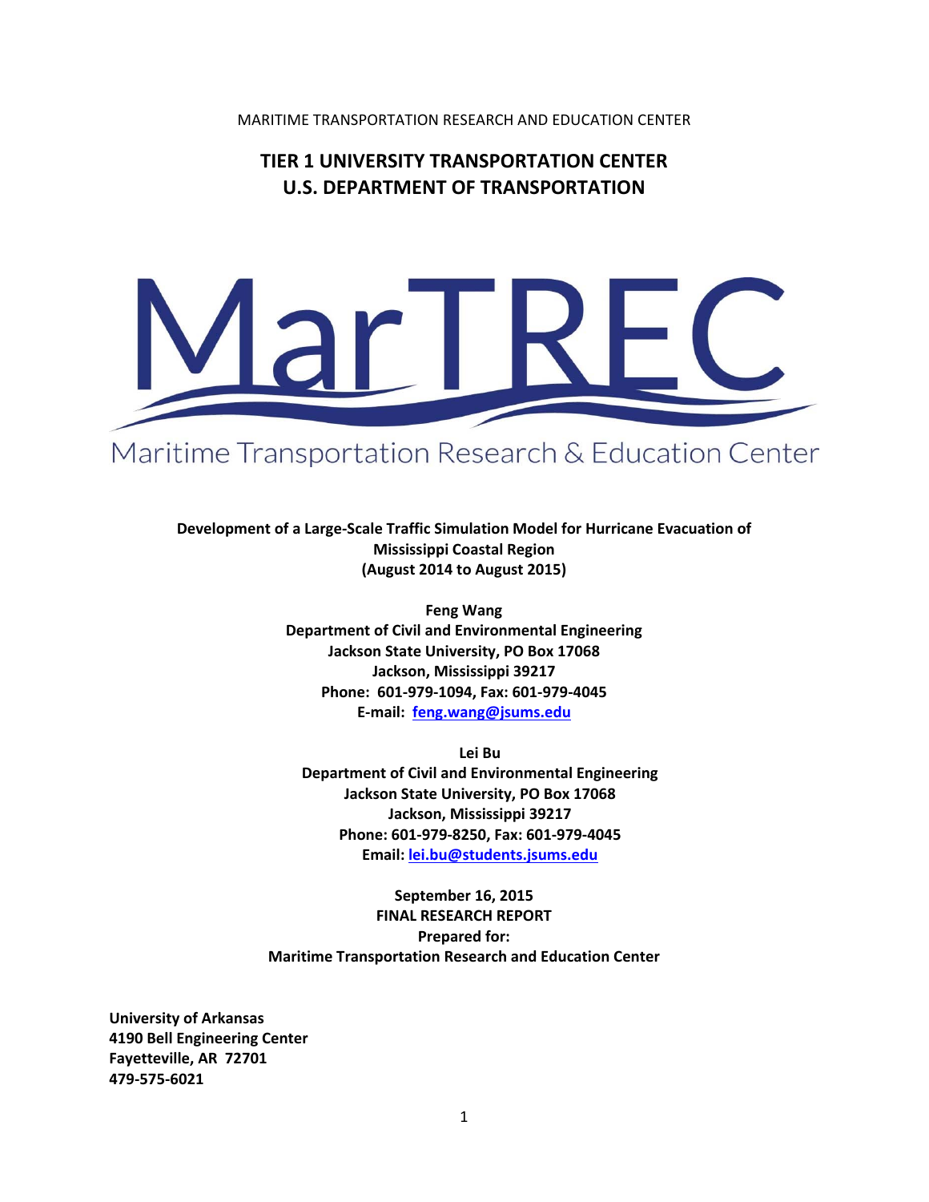MARITIME TRANSPORTATION RESEARCH AND EDUCATION CENTER

# TIER 1 UNIVERSITY TRANSPORTATION CENTER
# U.S. DEPARTMENT OF TRANSPORTATION

MarTREC

Maritime Transportation Research & Education Center

**Development of a Large-Scale Traffic Simulation Model for Hurricane Evacuation of Mississippi Coastal Region**
**(August 2014 to August 2015)**

**Feng Wang**
**Department of Civil and Environmental Engineering**
**Jackson State University, PO Box 17068**
**Jackson, Mississippi 39217**
**Phone: 601-979-1094, Fax: 601-979-4045**
**E-mail: feng.wang@jsums.edu**

**Lei Bu**
**Department of Civil and Environmental Engineering**
**Jackson State University, PO Box 17068**
**Jackson, Mississippi 39217**
**Phone: 601-979-8250, Fax: 601-979-4045**
**Email: lei.bu@students.jsums.edu**

**September 16, 2015**
**FINAL RESEARCH REPORT**
**Prepared for:**
**Maritime Transportation Research and Education Center**

**University of Arkansas**
**4190 Bell Engineering Center**
**Fayetteville, AR 72701**
**479-575-6021**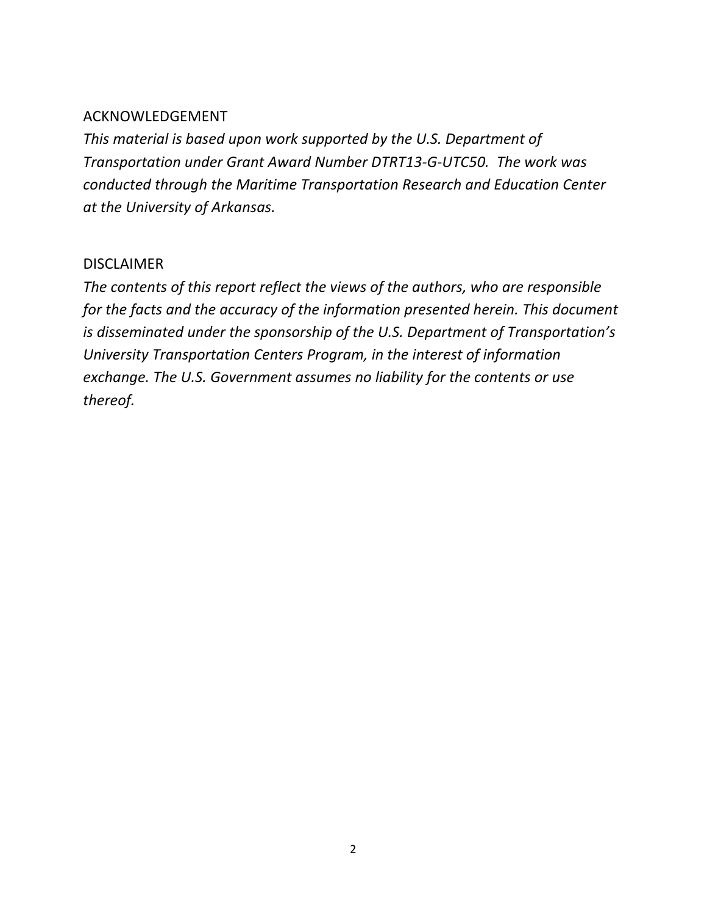## ACKNOWLEDGEMENT

*This material is based upon work supported by the U.S. Department of Transportation under Grant Award Number DTRT13-G-UTC50. The work was conducted through the Maritime Transportation Research and Education Center at the University of Arkansas.*

## DISCLAIMER

*The contents of this report reflect the views of the authors, who are responsible for the facts and the accuracy of the information presented herein. This document is disseminated under the sponsorship of the U.S. Department of Transportation's University Transportation Centers Program, in the interest of information exchange. The U.S. Government assumes no liability for the contents or use thereof.*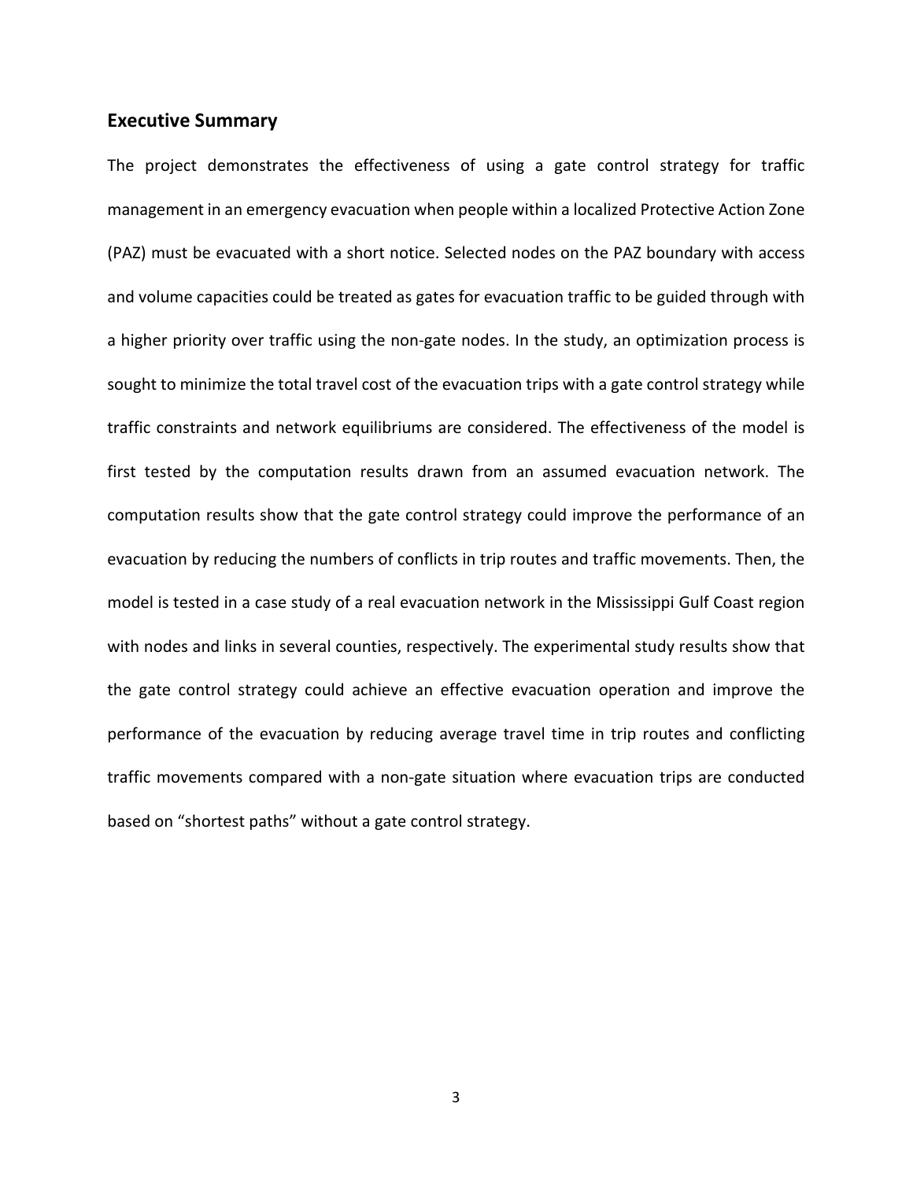## Executive Summary

The project demonstrates the effectiveness of using a gate control strategy for traffic management in an emergency evacuation when people within a localized Protective Action Zone (PAZ) must be evacuated with a short notice. Selected nodes on the PAZ boundary with access and volume capacities could be treated as gates for evacuation traffic to be guided through with a higher priority over traffic using the non-gate nodes. In the study, an optimization process is sought to minimize the total travel cost of the evacuation trips with a gate control strategy while traffic constraints and network equilibriums are considered. The effectiveness of the model is first tested by the computation results drawn from an assumed evacuation network. The computation results show that the gate control strategy could improve the performance of an evacuation by reducing the numbers of conflicts in trip routes and traffic movements. Then, the model is tested in a case study of a real evacuation network in the Mississippi Gulf Coast region with nodes and links in several counties, respectively. The experimental study results show that the gate control strategy could achieve an effective evacuation operation and improve the performance of the evacuation by reducing average travel time in trip routes and conflicting traffic movements compared with a non-gate situation where evacuation trips are conducted based on "shortest paths" without a gate control strategy.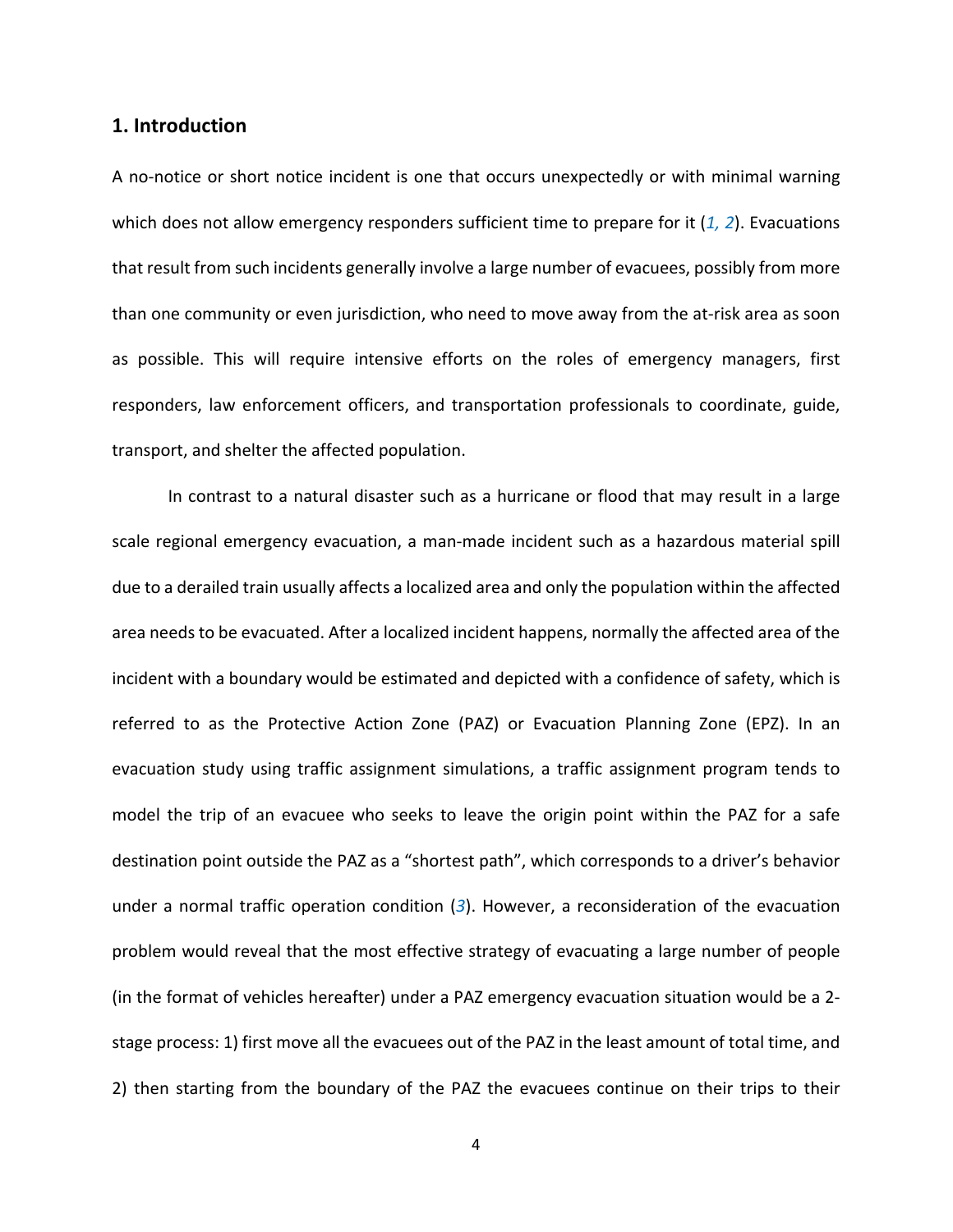## 1. Introduction

A no-notice or short notice incident is one that occurs unexpectedly or with minimal warning which does not allow emergency responders sufficient time to prepare for it (*1, 2*). Evacuations that result from such incidents generally involve a large number of evacuees, possibly from more than one community or even jurisdiction, who need to move away from the at-risk area as soon as possible. This will require intensive efforts on the roles of emergency managers, first responders, law enforcement officers, and transportation professionals to coordinate, guide, transport, and shelter the affected population.

In contrast to a natural disaster such as a hurricane or flood that may result in a large scale regional emergency evacuation, a man-made incident such as a hazardous material spill due to a derailed train usually affects a localized area and only the population within the affected area needs to be evacuated. After a localized incident happens, normally the affected area of the incident with a boundary would be estimated and depicted with a confidence of safety, which is referred to as the Protective Action Zone (PAZ) or Evacuation Planning Zone (EPZ). In an evacuation study using traffic assignment simulations, a traffic assignment program tends to model the trip of an evacuee who seeks to leave the origin point within the PAZ for a safe destination point outside the PAZ as a "shortest path", which corresponds to a driver's behavior under a normal traffic operation condition (*3*). However, a reconsideration of the evacuation problem would reveal that the most effective strategy of evacuating a large number of people (in the format of vehicles hereafter) under a PAZ emergency evacuation situation would be a 2-stage process: 1) first move all the evacuees out of the PAZ in the least amount of total time, and 2) then starting from the boundary of the PAZ the evacuees continue on their trips to their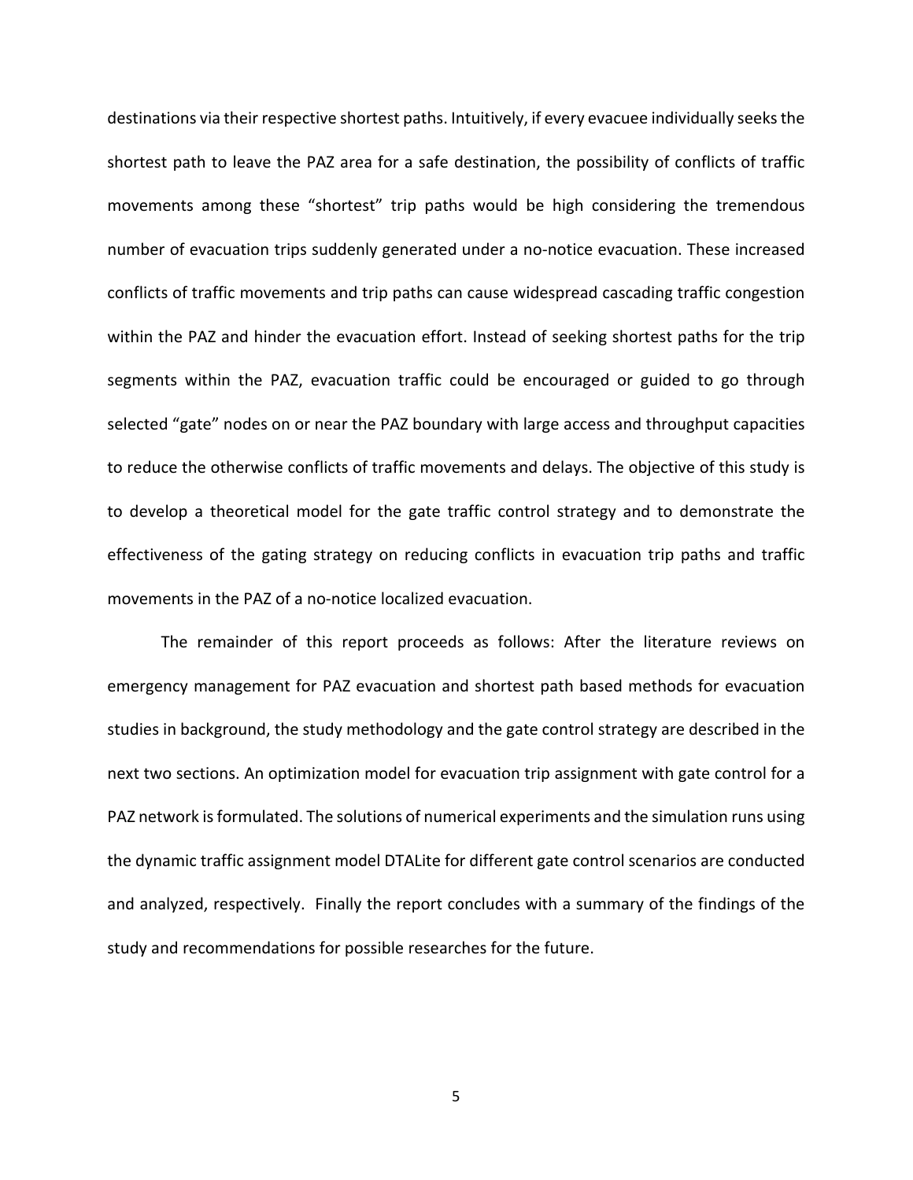destinations via their respective shortest paths. Intuitively, if every evacuee individually seeks the shortest path to leave the PAZ area for a safe destination, the possibility of conflicts of traffic movements among these "shortest" trip paths would be high considering the tremendous number of evacuation trips suddenly generated under a no-notice evacuation. These increased conflicts of traffic movements and trip paths can cause widespread cascading traffic congestion within the PAZ and hinder the evacuation effort. Instead of seeking shortest paths for the trip segments within the PAZ, evacuation traffic could be encouraged or guided to go through selected "gate" nodes on or near the PAZ boundary with large access and throughput capacities to reduce the otherwise conflicts of traffic movements and delays. The objective of this study is to develop a theoretical model for the gate traffic control strategy and to demonstrate the effectiveness of the gating strategy on reducing conflicts in evacuation trip paths and traffic movements in the PAZ of a no-notice localized evacuation.

The remainder of this report proceeds as follows: After the literature reviews on emergency management for PAZ evacuation and shortest path based methods for evacuation studies in background, the study methodology and the gate control strategy are described in the next two sections. An optimization model for evacuation trip assignment with gate control for a PAZ network is formulated. The solutions of numerical experiments and the simulation runs using the dynamic traffic assignment model DTALite for different gate control scenarios are conducted and analyzed, respectively. Finally the report concludes with a summary of the findings of the study and recommendations for possible researches for the future.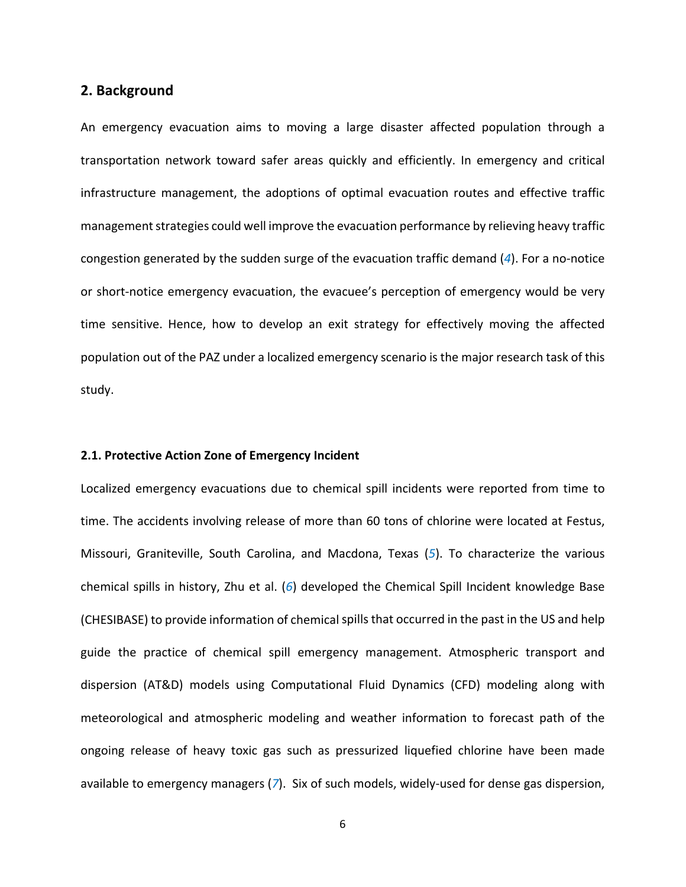## 2. Background

An emergency evacuation aims to moving a large disaster affected population through a transportation network toward safer areas quickly and efficiently. In emergency and critical infrastructure management, the adoptions of optimal evacuation routes and effective traffic management strategies could well improve the evacuation performance by relieving heavy traffic congestion generated by the sudden surge of the evacuation traffic demand (*4*). For a no-notice or short-notice emergency evacuation, the evacuee's perception of emergency would be very time sensitive. Hence, how to develop an exit strategy for effectively moving the affected population out of the PAZ under a localized emergency scenario is the major research task of this study.

### 2.1. Protective Action Zone of Emergency Incident

Localized emergency evacuations due to chemical spill incidents were reported from time to time. The accidents involving release of more than 60 tons of chlorine were located at Festus, Missouri, Graniteville, South Carolina, and Macdona, Texas (*5*). To characterize the various chemical spills in history, Zhu et al. (*6*) developed the Chemical Spill Incident knowledge Base (CHESIBASE) to provide information of chemical spills that occurred in the past in the US and help guide the practice of chemical spill emergency management. Atmospheric transport and dispersion (AT&D) models using Computational Fluid Dynamics (CFD) modeling along with meteorological and atmospheric modeling and weather information to forecast path of the ongoing release of heavy toxic gas such as pressurized liquefied chlorine have been made available to emergency managers (*7*). Six of such models, widely-used for dense gas dispersion,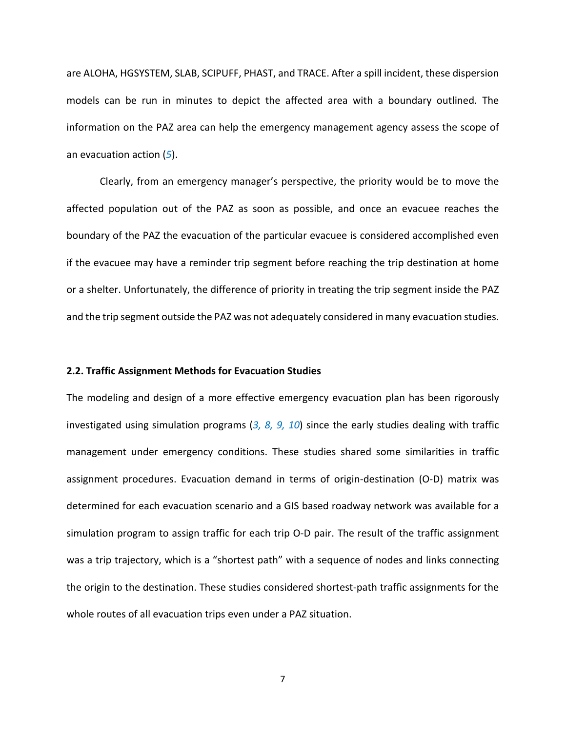are ALOHA, HGSYSTEM, SLAB, SCIPUFF, PHAST, and TRACE. After a spill incident, these dispersion models can be run in minutes to depict the affected area with a boundary outlined. The information on the PAZ area can help the emergency management agency assess the scope of an evacuation action (*5*).

Clearly, from an emergency manager's perspective, the priority would be to move the affected population out of the PAZ as soon as possible, and once an evacuee reaches the boundary of the PAZ the evacuation of the particular evacuee is considered accomplished even if the evacuee may have a reminder trip segment before reaching the trip destination at home or a shelter. Unfortunately, the difference of priority in treating the trip segment inside the PAZ and the trip segment outside the PAZ was not adequately considered in many evacuation studies.

### 2.2. Traffic Assignment Methods for Evacuation Studies

The modeling and design of a more effective emergency evacuation plan has been rigorously investigated using simulation programs (*3, 8, 9, 10*) since the early studies dealing with traffic management under emergency conditions. These studies shared some similarities in traffic assignment procedures. Evacuation demand in terms of origin-destination (O-D) matrix was determined for each evacuation scenario and a GIS based roadway network was available for a simulation program to assign traffic for each trip O-D pair. The result of the traffic assignment was a trip trajectory, which is a "shortest path" with a sequence of nodes and links connecting the origin to the destination. These studies considered shortest-path traffic assignments for the whole routes of all evacuation trips even under a PAZ situation.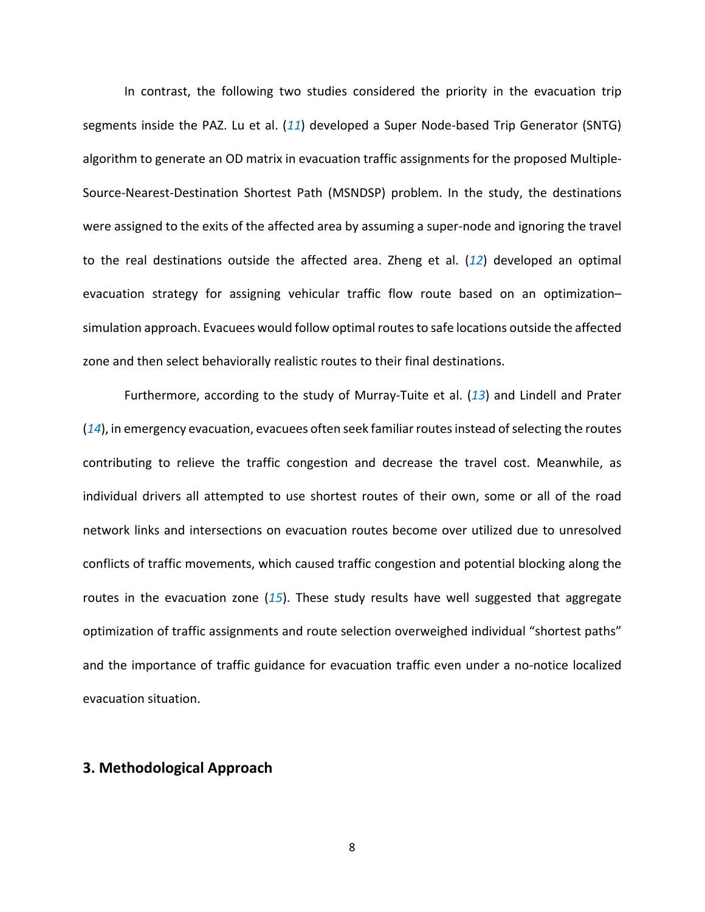In contrast, the following two studies considered the priority in the evacuation trip segments inside the PAZ. Lu et al. (*11*) developed a Super Node-based Trip Generator (SNTG) algorithm to generate an OD matrix in evacuation traffic assignments for the proposed Multiple-Source-Nearest-Destination Shortest Path (MSNDSP) problem. In the study, the destinations were assigned to the exits of the affected area by assuming a super-node and ignoring the travel to the real destinations outside the affected area. Zheng et al. (*12*) developed an optimal evacuation strategy for assigning vehicular traffic flow route based on an optimization–simulation approach. Evacuees would follow optimal routes to safe locations outside the affected zone and then select behaviorally realistic routes to their final destinations.

Furthermore, according to the study of Murray-Tuite et al. (*13*) and Lindell and Prater (*14*), in emergency evacuation, evacuees often seek familiar routes instead of selecting the routes contributing to relieve the traffic congestion and decrease the travel cost. Meanwhile, as individual drivers all attempted to use shortest routes of their own, some or all of the road network links and intersections on evacuation routes become over utilized due to unresolved conflicts of traffic movements, which caused traffic congestion and potential blocking along the routes in the evacuation zone (*15*). These study results have well suggested that aggregate optimization of traffic assignments and route selection overweighed individual "shortest paths" and the importance of traffic guidance for evacuation traffic even under a no-notice localized evacuation situation.

## 3. Methodological Approach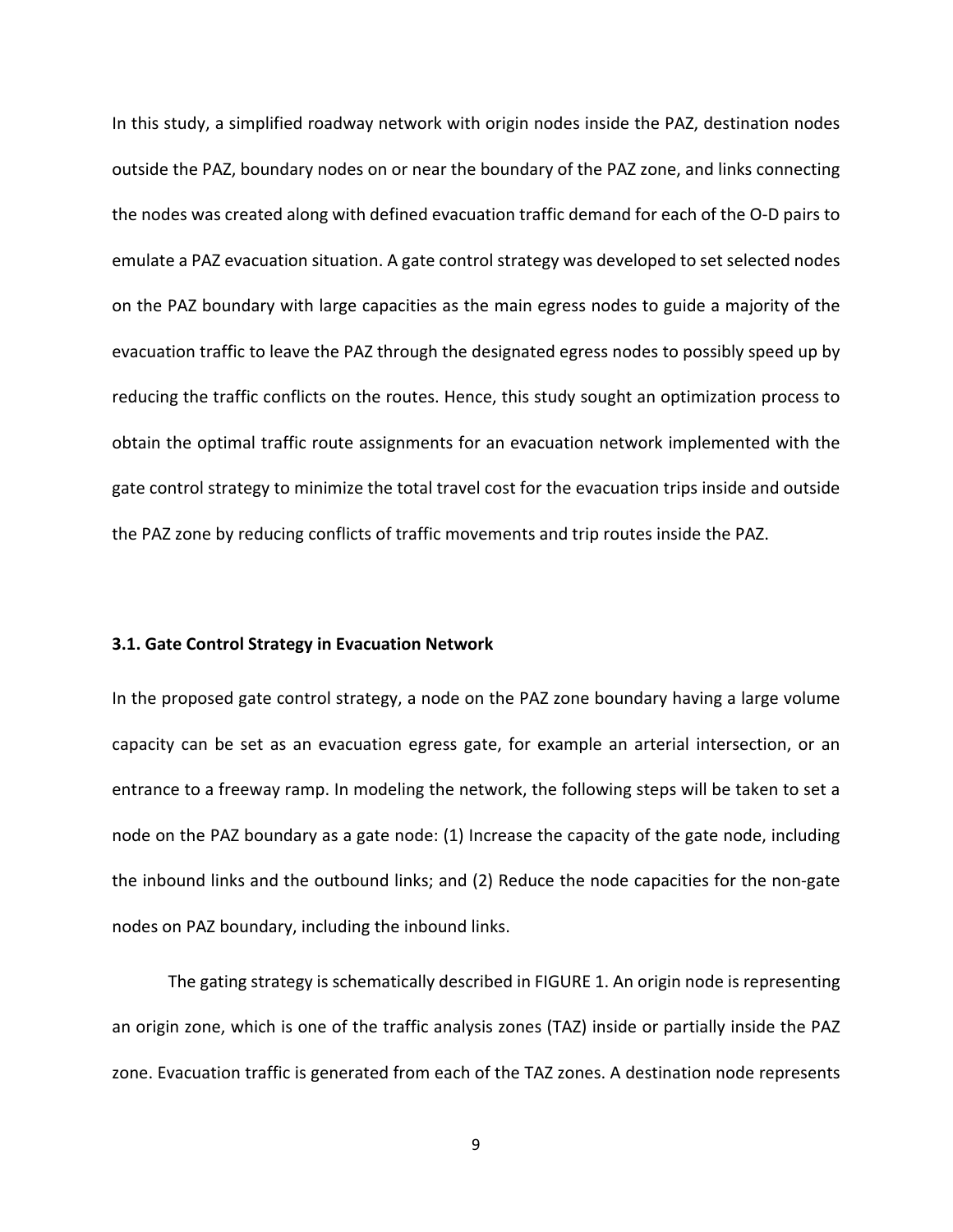In this study, a simplified roadway network with origin nodes inside the PAZ, destination nodes outside the PAZ, boundary nodes on or near the boundary of the PAZ zone, and links connecting the nodes was created along with defined evacuation traffic demand for each of the O-D pairs to emulate a PAZ evacuation situation. A gate control strategy was developed to set selected nodes on the PAZ boundary with large capacities as the main egress nodes to guide a majority of the evacuation traffic to leave the PAZ through the designated egress nodes to possibly speed up by reducing the traffic conflicts on the routes. Hence, this study sought an optimization process to obtain the optimal traffic route assignments for an evacuation network implemented with the gate control strategy to minimize the total travel cost for the evacuation trips inside and outside the PAZ zone by reducing conflicts of traffic movements and trip routes inside the PAZ.

### 3.1. Gate Control Strategy in Evacuation Network

In the proposed gate control strategy, a node on the PAZ zone boundary having a large volume capacity can be set as an evacuation egress gate, for example an arterial intersection, or an entrance to a freeway ramp. In modeling the network, the following steps will be taken to set a node on the PAZ boundary as a gate node: (1) Increase the capacity of the gate node, including the inbound links and the outbound links; and (2) Reduce the node capacities for the non-gate nodes on PAZ boundary, including the inbound links.

The gating strategy is schematically described in FIGURE 1. An origin node is representing an origin zone, which is one of the traffic analysis zones (TAZ) inside or partially inside the PAZ zone. Evacuation traffic is generated from each of the TAZ zones. A destination node represents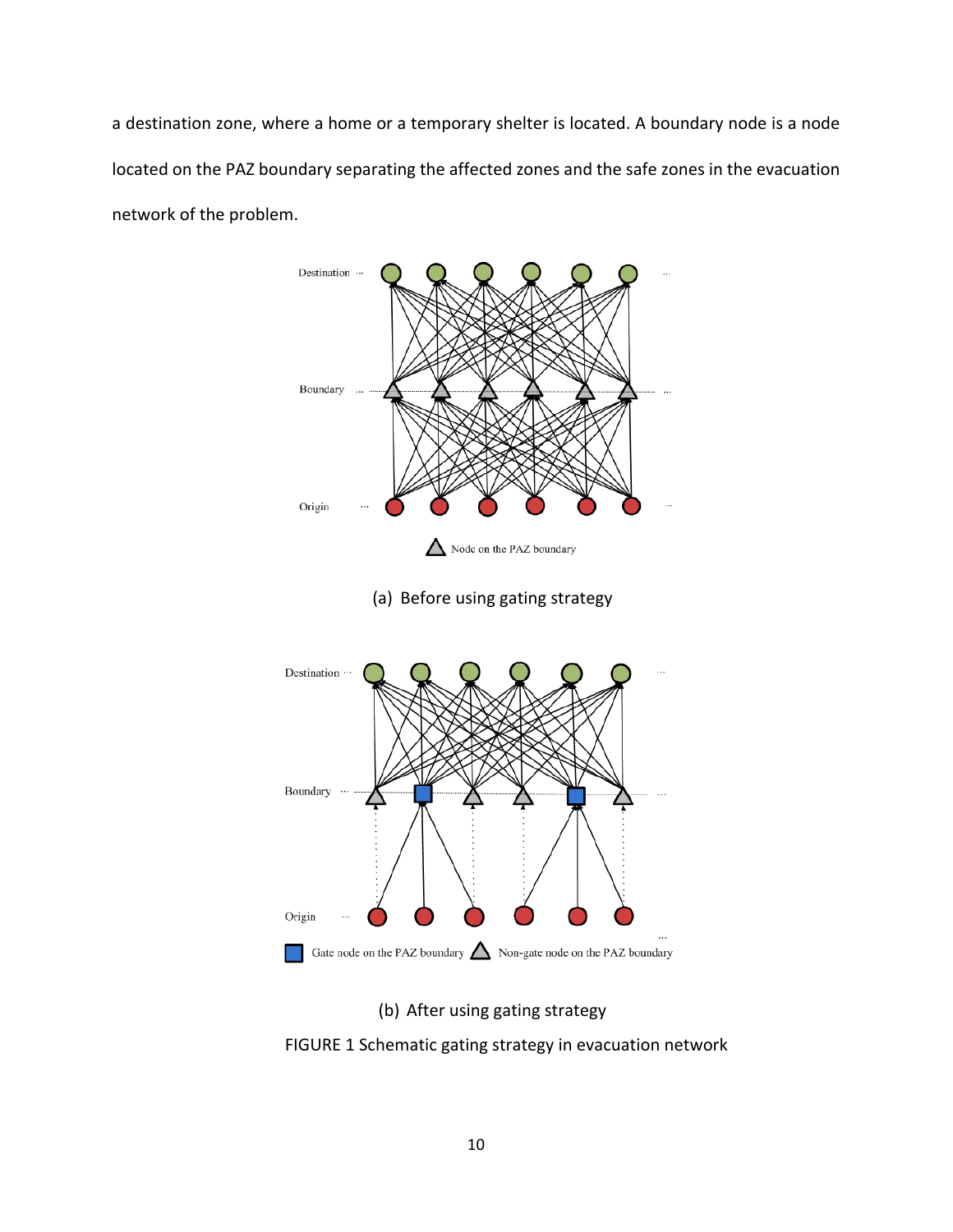a destination zone, where a home or a temporary shelter is located. A boundary node is a node located on the PAZ boundary separating the affected zones and the safe zones in the evacuation network of the problem.

(a) Before using gating strategy

(b) After using gating strategy

FIGURE 1 Schematic gating strategy in evacuation network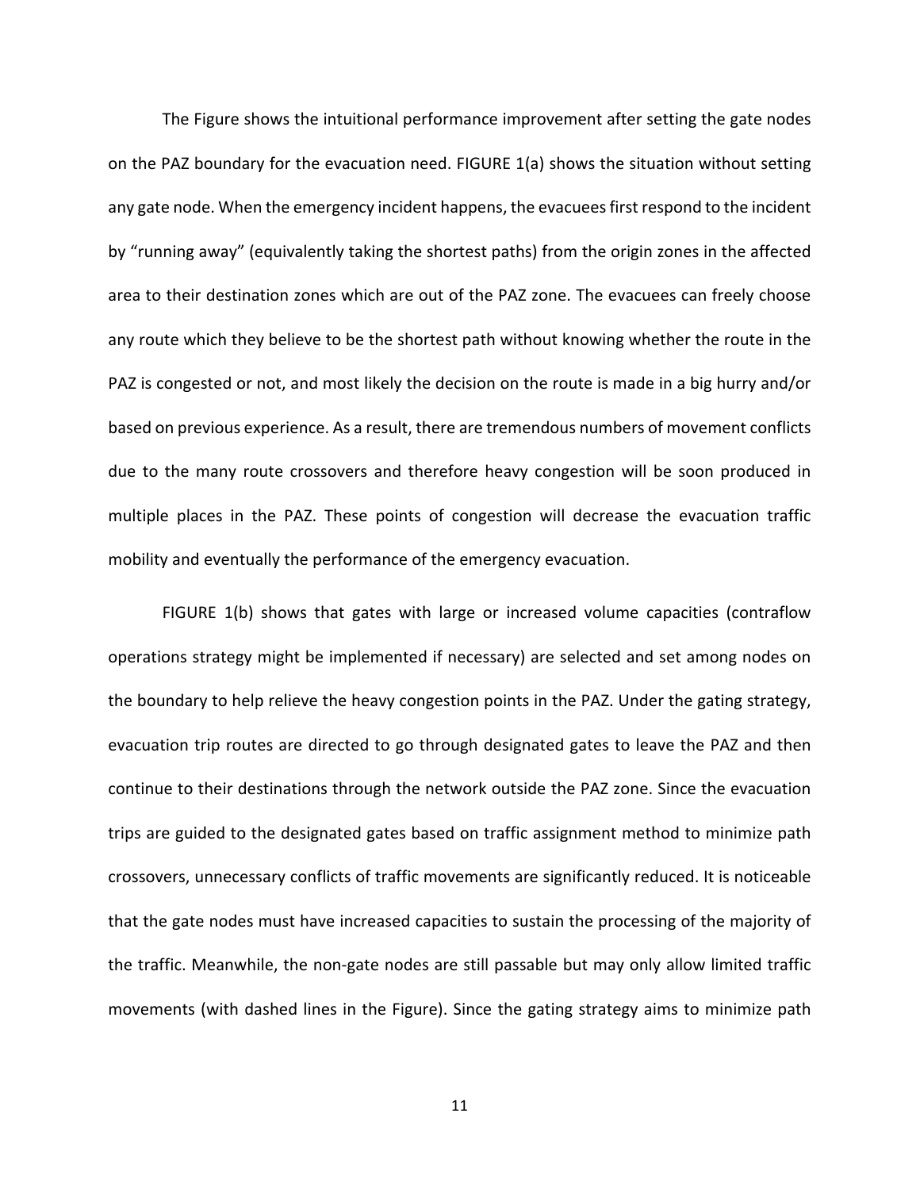The Figure shows the intuitional performance improvement after setting the gate nodes on the PAZ boundary for the evacuation need. FIGURE 1(a) shows the situation without setting any gate node. When the emergency incident happens, the evacuees first respond to the incident by "running away" (equivalently taking the shortest paths) from the origin zones in the affected area to their destination zones which are out of the PAZ zone. The evacuees can freely choose any route which they believe to be the shortest path without knowing whether the route in the PAZ is congested or not, and most likely the decision on the route is made in a big hurry and/or based on previous experience. As a result, there are tremendous numbers of movement conflicts due to the many route crossovers and therefore heavy congestion will be soon produced in multiple places in the PAZ. These points of congestion will decrease the evacuation traffic mobility and eventually the performance of the emergency evacuation.

FIGURE 1(b) shows that gates with large or increased volume capacities (contraflow operations strategy might be implemented if necessary) are selected and set among nodes on the boundary to help relieve the heavy congestion points in the PAZ. Under the gating strategy, evacuation trip routes are directed to go through designated gates to leave the PAZ and then continue to their destinations through the network outside the PAZ zone. Since the evacuation trips are guided to the designated gates based on traffic assignment method to minimize path crossovers, unnecessary conflicts of traffic movements are significantly reduced. It is noticeable that the gate nodes must have increased capacities to sustain the processing of the majority of the traffic. Meanwhile, the non-gate nodes are still passable but may only allow limited traffic movements (with dashed lines in the Figure). Since the gating strategy aims to minimize path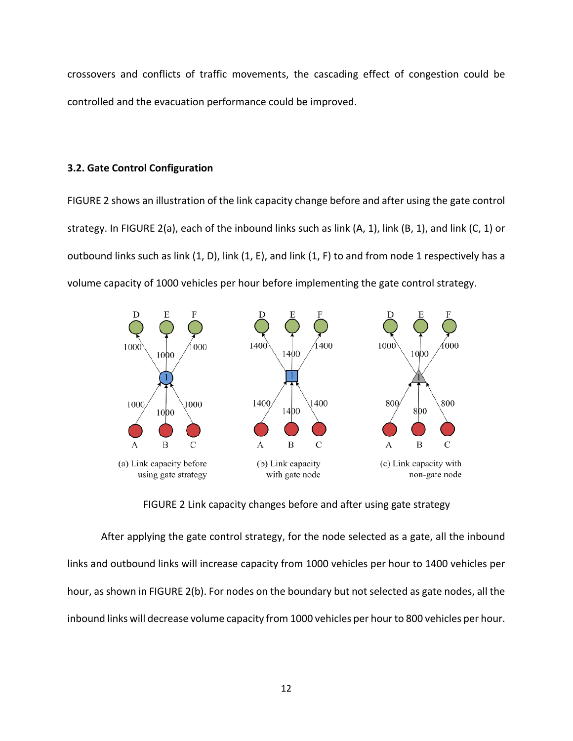crossovers and conflicts of traffic movements, the cascading effect of congestion could be controlled and the evacuation performance could be improved.

### 3.2. Gate Control Configuration

FIGURE 2 shows an illustration of the link capacity change before and after using the gate control strategy. In FIGURE 2(a), each of the inbound links such as link (A, 1), link (B, 1), and link (C, 1) or outbound links such as link (1, D), link (1, E), and link (1, F) to and from node 1 respectively has a volume capacity of 1000 vehicles per hour before implementing the gate control strategy.

(a) Link capacity before using gate strategy

(b) Link capacity with gate node

(c) Link capacity with non-gate node

FIGURE 2 Link capacity changes before and after using gate strategy

After applying the gate control strategy, for the node selected as a gate, all the inbound links and outbound links will increase capacity from 1000 vehicles per hour to 1400 vehicles per hour, as shown in FIGURE 2(b). For nodes on the boundary but not selected as gate nodes, all the inbound links will decrease volume capacity from 1000 vehicles per hour to 800 vehicles per hour.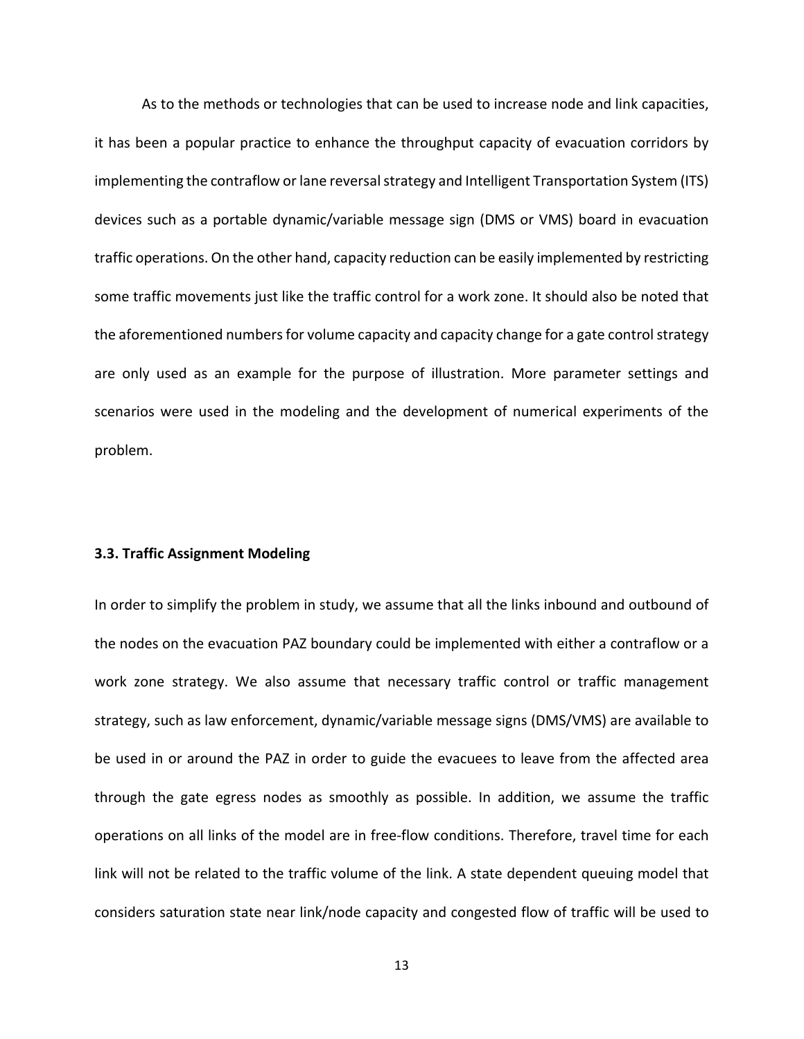As to the methods or technologies that can be used to increase node and link capacities, it has been a popular practice to enhance the throughput capacity of evacuation corridors by implementing the contraflow or lane reversal strategy and Intelligent Transportation System (ITS) devices such as a portable dynamic/variable message sign (DMS or VMS) board in evacuation traffic operations. On the other hand, capacity reduction can be easily implemented by restricting some traffic movements just like the traffic control for a work zone. It should also be noted that the aforementioned numbers for volume capacity and capacity change for a gate control strategy are only used as an example for the purpose of illustration. More parameter settings and scenarios were used in the modeling and the development of numerical experiments of the problem.

### 3.3. Traffic Assignment Modeling

In order to simplify the problem in study, we assume that all the links inbound and outbound of the nodes on the evacuation PAZ boundary could be implemented with either a contraflow or a work zone strategy. We also assume that necessary traffic control or traffic management strategy, such as law enforcement, dynamic/variable message signs (DMS/VMS) are available to be used in or around the PAZ in order to guide the evacuees to leave from the affected area through the gate egress nodes as smoothly as possible. In addition, we assume the traffic operations on all links of the model are in free-flow conditions. Therefore, travel time for each link will not be related to the traffic volume of the link. A state dependent queuing model that considers saturation state near link/node capacity and congested flow of traffic will be used to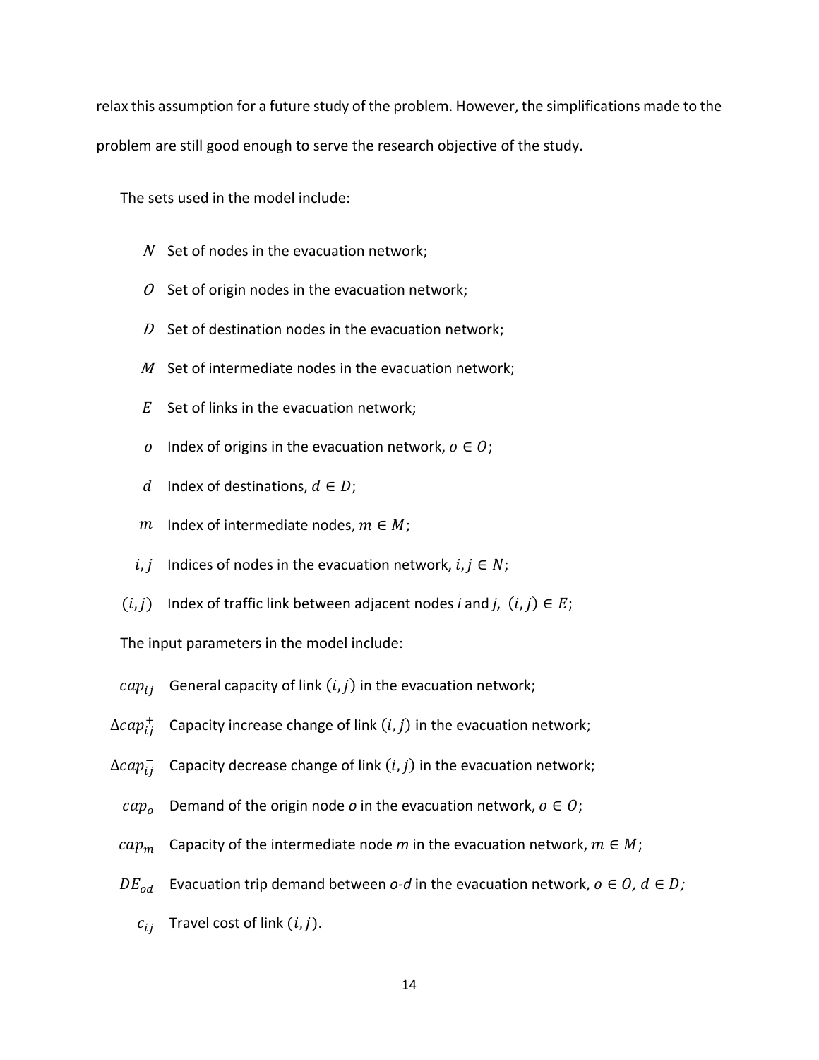relax this assumption for a future study of the problem. However, the simplifications made to the problem are still good enough to serve the research objective of the study.

The sets used in the model include:

- $N$ Set of nodes in the evacuation network;
- $O$ Set of origin nodes in the evacuation network;
- $D$ Set of destination nodes in the evacuation network;
- $M$ Set of intermediate nodes in the evacuation network;
- $E$ Set of links in the evacuation network;
- $o$ Index of origins in the evacuation network, $o \in O$;
- $d$ Index of destinations, $d \in D$;
- $m$ Index of intermediate nodes, $m \in M$;
- $i, j$ Indices of nodes in the evacuation network, $i, j \in N$;
- $(i, j)$ Index of traffic link between adjacent nodes *i* and *j*, $(i, j) \in E$;

The input parameters in the model include:

- $cap_{ij}$ General capacity of link $(i, j)$ in the evacuation network;
- $\Delta cap_{ij}^{+}$ Capacity increase change of link $(i, j)$ in the evacuation network;
- $\Delta cap_{ij}^{-}$ Capacity decrease change of link $(i, j)$ in the evacuation network;
- $cap_{o}$ Demand of the origin node *o* in the evacuation network, $o \in O$;
- $cap_{m}$ Capacity of the intermediate node *m* in the evacuation network, $m \in M$;
- $DE_{od}$ Evacuation trip demand between *o*-*d* in the evacuation network, $o \in O, d \in D;$
- $c_{ij}$ Travel cost of link $(i, j)$.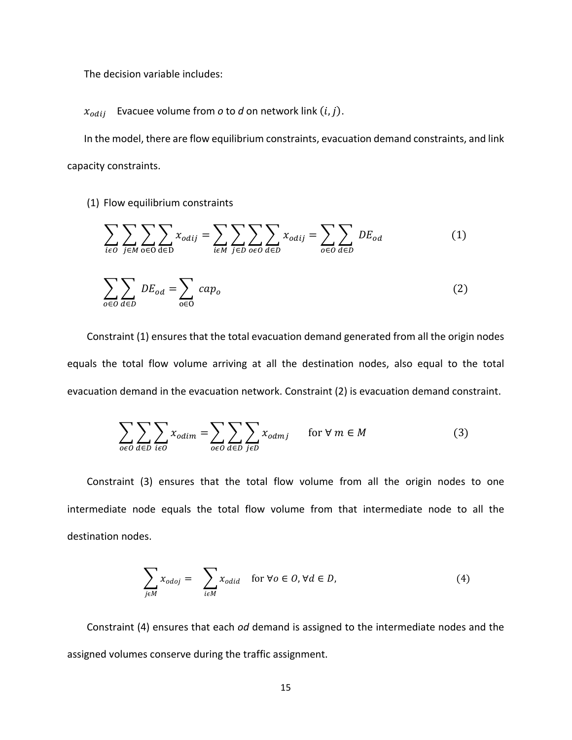The decision variable includes:

$x_{odij}$ Evacuee volume from *o* to *d* on network link $(i, j)$.

In the model, there are flow equilibrium constraints, evacuation demand constraints, and link capacity constraints.

(1) Flow equilibrium constraints

$$\sum_{i\epsilon O}\sum_{j\in M}\sum_{o\in O}\sum_{d\in D} x_{odij} = \sum_{i\epsilon M}\sum_{j\in D}\sum_{o\epsilon O}\sum_{d\in D} x_{odij} = \sum_{o\in O}\sum_{d\in D} DE_{od} \tag{1}$$

$$\sum_{o\in O}\sum_{d\in D} DE_{od} = \sum_{o\in O} cap_o \tag{2}$$

Constraint (1) ensures that the total evacuation demand generated from all the origin nodes equals the total flow volume arriving at all the destination nodes, also equal to the total evacuation demand in the evacuation network. Constraint (2) is evacuation demand constraint.

$$\sum_{o\epsilon O}\sum_{d\in D}\sum_{i\epsilon O} x_{odim} = \sum_{o\epsilon O}\sum_{d\in D}\sum_{j\epsilon D} x_{odmj} \quad \text{for } \forall\, m \in M \tag{3}$$

Constraint (3) ensures that the total flow volume from all the origin nodes to one intermediate node equals the total flow volume from that intermediate node to all the destination nodes.

$$\sum_{j\epsilon M} x_{odoj} = \sum_{i\epsilon M} x_{odid} \quad \text{for } \forall o \in O, \forall d \in D, \tag{4}$$

Constraint (4) ensures that each *od* demand is assigned to the intermediate nodes and the assigned volumes conserve during the traffic assignment.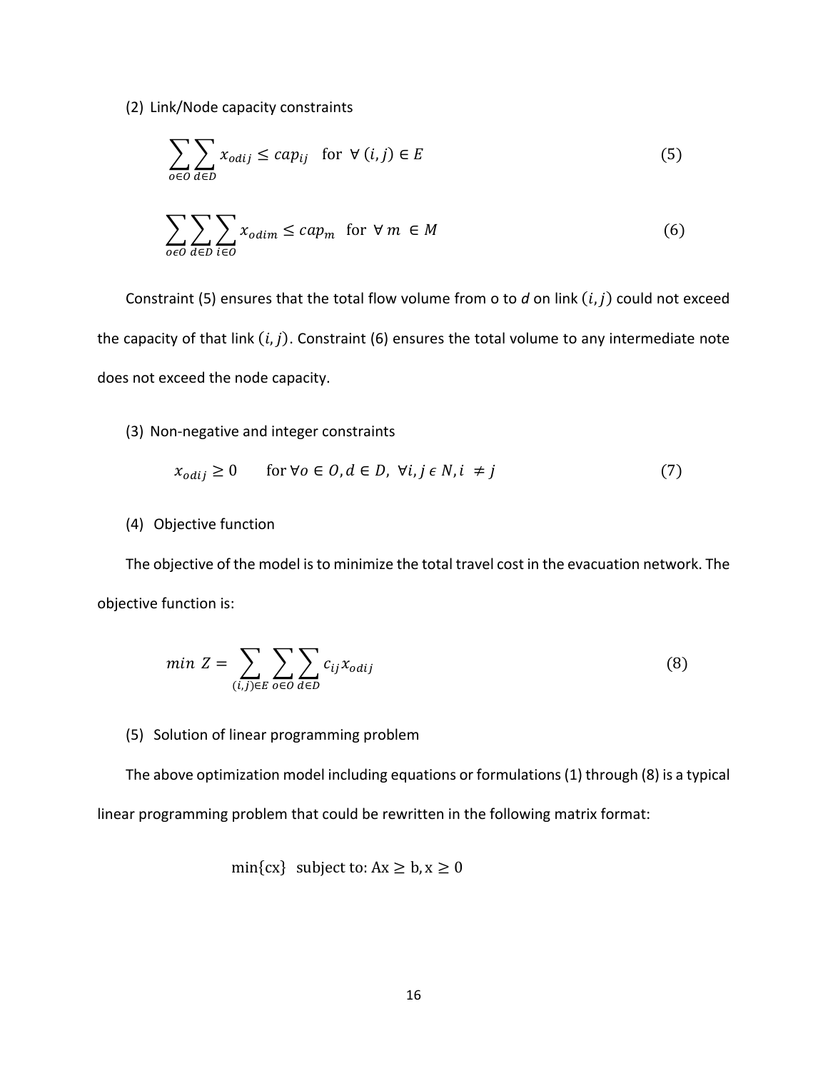(2) Link/Node capacity constraints

$$\sum_{o \in O} \sum_{d \in D} x_{odij} \leq cap_{ij} \quad \text{for } \forall \, (i,j) \in E \tag{5}$$

$$\sum_{o \epsilon O} \sum_{d \in D} \sum_{i \in O} x_{odim} \leq cap_m \quad \text{for } \forall \, m \, \in M \tag{6}$$

Constraint (5) ensures that the total flow volume from o to *d* on link $(i, j)$ could not exceed the capacity of that link $(i, j)$. Constraint (6) ensures the total volume to any intermediate note does not exceed the node capacity.

(3) Non-negative and integer constraints

$$x_{odij} \geq 0 \qquad \text{for } \forall o \in O, d \in D, \; \forall i, j \, \epsilon \, N, i \, \neq j \tag{7}$$

(4) Objective function

The objective of the model is to minimize the total travel cost in the evacuation network. The objective function is:

$$min \; Z = \sum_{(i,j) \in E} \sum_{o \in O} \sum_{d \in D} c_{ij} x_{odij} \tag{8}$$

(5) Solution of linear programming problem

The above optimization model including equations or formulations (1) through (8) is a typical linear programming problem that could be rewritten in the following matrix format:

$$\min\{\text{cx}\} \;\; \text{subject to: Ax} \geq \text{b}, \text{x} \geq 0$$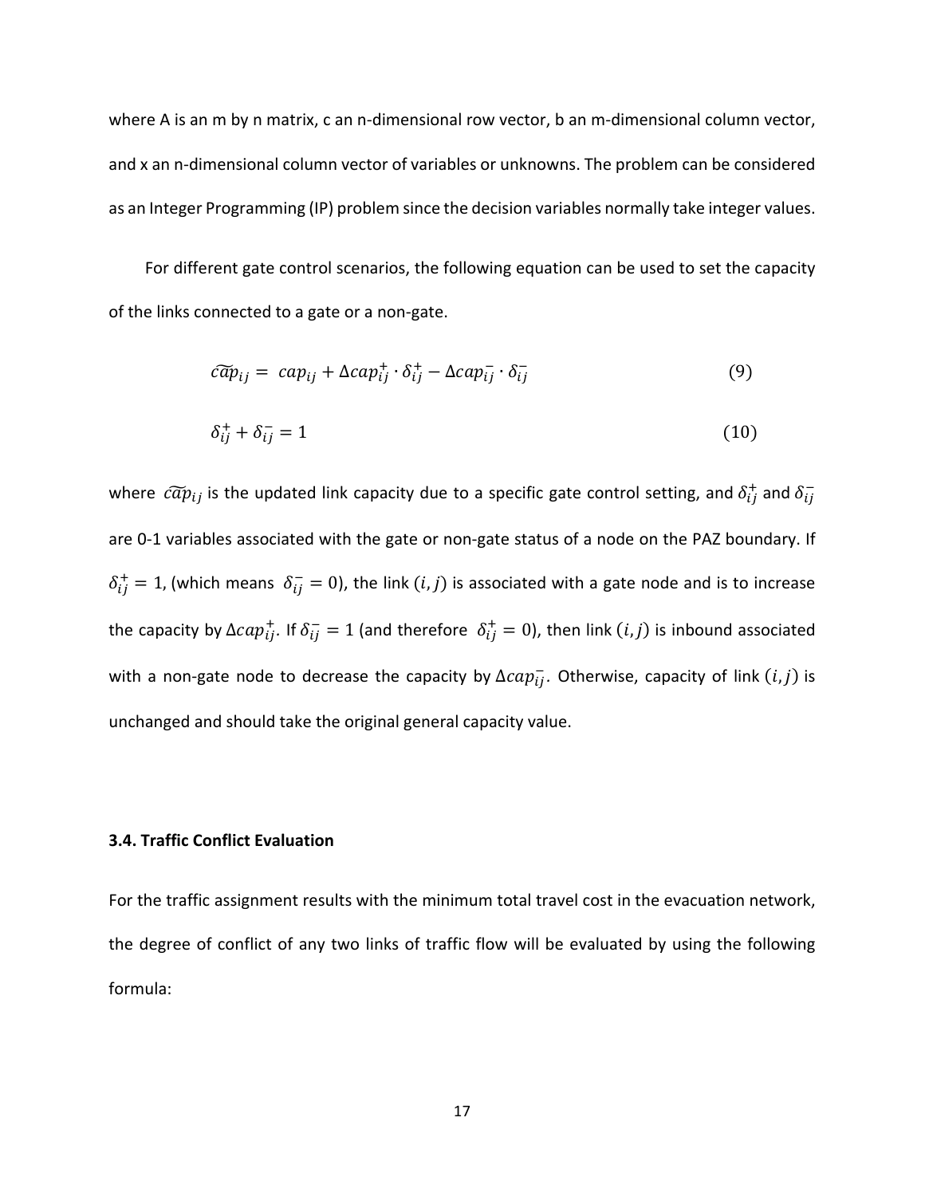where A is an m by n matrix, c an n-dimensional row vector, b an m-dimensional column vector, and x an n-dimensional column vector of variables or unknowns. The problem can be considered as an Integer Programming (IP) problem since the decision variables normally take integer values.

For different gate control scenarios, the following equation can be used to set the capacity of the links connected to a gate or a non-gate.

$$\widetilde{cap}_{ij} = cap_{ij} + \Delta cap_{ij}^{+} \cdot \delta_{ij}^{+} - \Delta cap_{ij}^{-} \cdot \delta_{ij}^{-} \tag{9}$$

$$\delta_{ij}^{+} + \delta_{ij}^{-} = 1 \tag{10}$$

where $\widetilde{cap}_{ij}$ is the updated link capacity due to a specific gate control setting, and $\delta_{ij}^{+}$ and $\delta_{ij}^{-}$ are 0-1 variables associated with the gate or non-gate status of a node on the PAZ boundary. If $\delta_{ij}^{+} = 1$, (which means $\delta_{ij}^{-} = 0$), the link $(i, j)$ is associated with a gate node and is to increase the capacity by $\Delta cap_{ij}^{+}$. If $\delta_{ij}^{-} = 1$ (and therefore $\delta_{ij}^{+} = 0$), then link $(i, j)$ is inbound associated with a non-gate node to decrease the capacity by $\Delta cap_{ij}^{-}$. Otherwise, capacity of link $(i, j)$ is unchanged and should take the original general capacity value.

### 3.4. Traffic Conflict Evaluation

For the traffic assignment results with the minimum total travel cost in the evacuation network, the degree of conflict of any two links of traffic flow will be evaluated by using the following formula: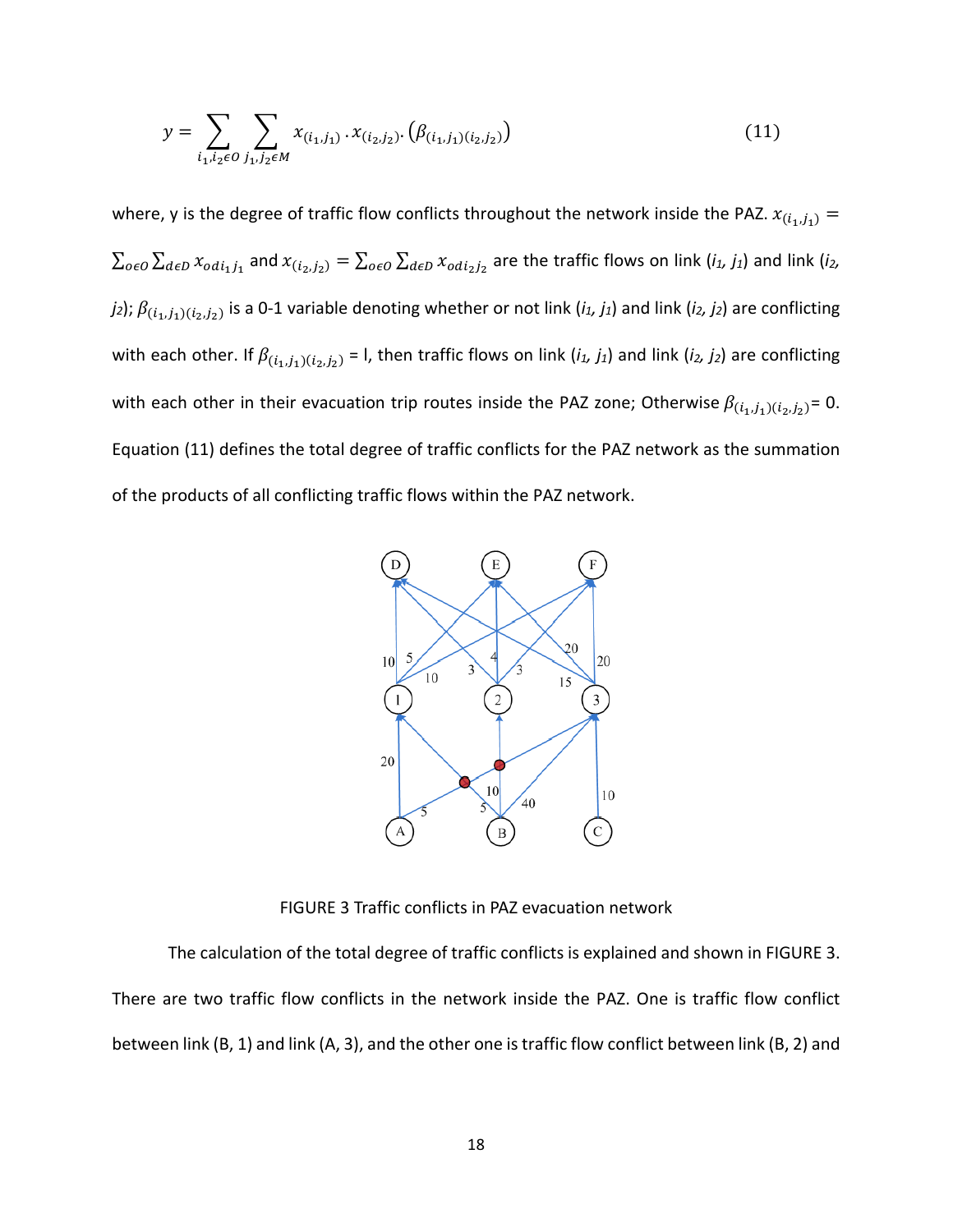$$y = \sum_{i_1, i_2 \epsilon O} \sum_{j_1, j_2 \epsilon M} x_{(i_1,j_1)} \cdot x_{(i_2,j_2)} \cdot \left(\beta_{(i_1,j_1)(i_2,j_2)}\right) \tag{11}$$

where, y is the degree of traffic flow conflicts throughout the network inside the PAZ. $x_{(i_1,j_1)} = \sum_{o\epsilon O}\sum_{d\epsilon D} x_{odi_1j_1}$ and $x_{(i_2,j_2)} = \sum_{o\epsilon O}\sum_{d\epsilon D} x_{odi_2j_2}$ are the traffic flows on link ($i_1$, $j_1$) and link ($i_2$, $j_2$); $\beta_{(i_1,j_1)(i_2,j_2)}$ is a 0-1 variable denoting whether or not link ($i_1$, $j_1$) and link ($i_2$, $j_2$) are conflicting with each other. If $\beta_{(i_1,j_1)(i_2,j_2)}$ = l, then traffic flows on link ($i_1$, $j_1$) and link ($i_2$, $j_2$) are conflicting with each other in their evacuation trip routes inside the PAZ zone; Otherwise $\beta_{(i_1,j_1)(i_2,j_2)}$= 0. Equation (11) defines the total degree of traffic conflicts for the PAZ network as the summation of the products of all conflicting traffic flows within the PAZ network.

FIGURE 3 Traffic conflicts in PAZ evacuation network

The calculation of the total degree of traffic conflicts is explained and shown in FIGURE 3. There are two traffic flow conflicts in the network inside the PAZ. One is traffic flow conflict between link (B, 1) and link (A, 3), and the other one is traffic flow conflict between link (B, 2) and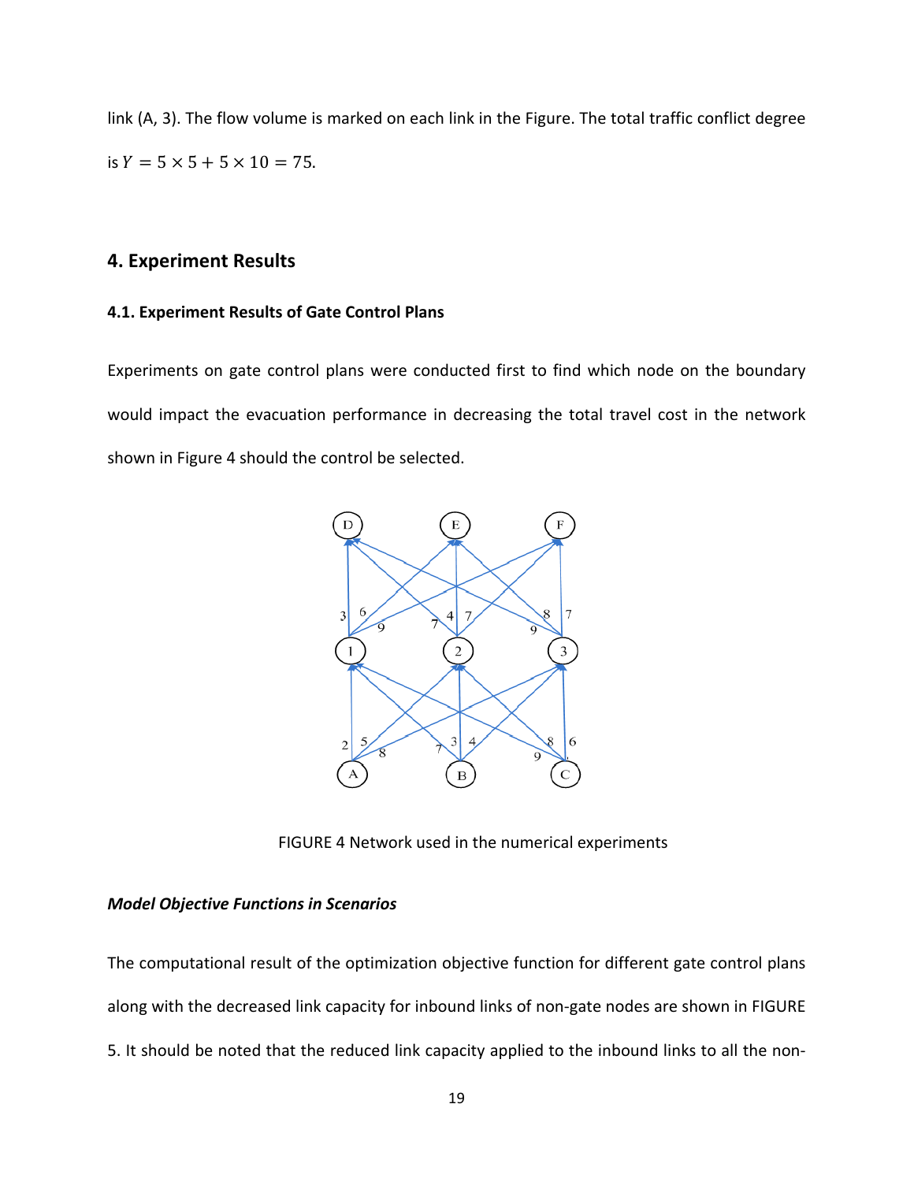link (A, 3). The flow volume is marked on each link in the Figure. The total traffic conflict degree is $Y = 5 \times 5 + 5 \times 10 = 75$.

## 4. Experiment Results

### 4.1. Experiment Results of Gate Control Plans

Experiments on gate control plans were conducted first to find which node on the boundary would impact the evacuation performance in decreasing the total travel cost in the network shown in Figure 4 should the control be selected.

FIGURE 4 Network used in the numerical experiments

***Model Objective Functions in Scenarios***

The computational result of the optimization objective function for different gate control plans along with the decreased link capacity for inbound links of non-gate nodes are shown in FIGURE 5. It should be noted that the reduced link capacity applied to the inbound links to all the non-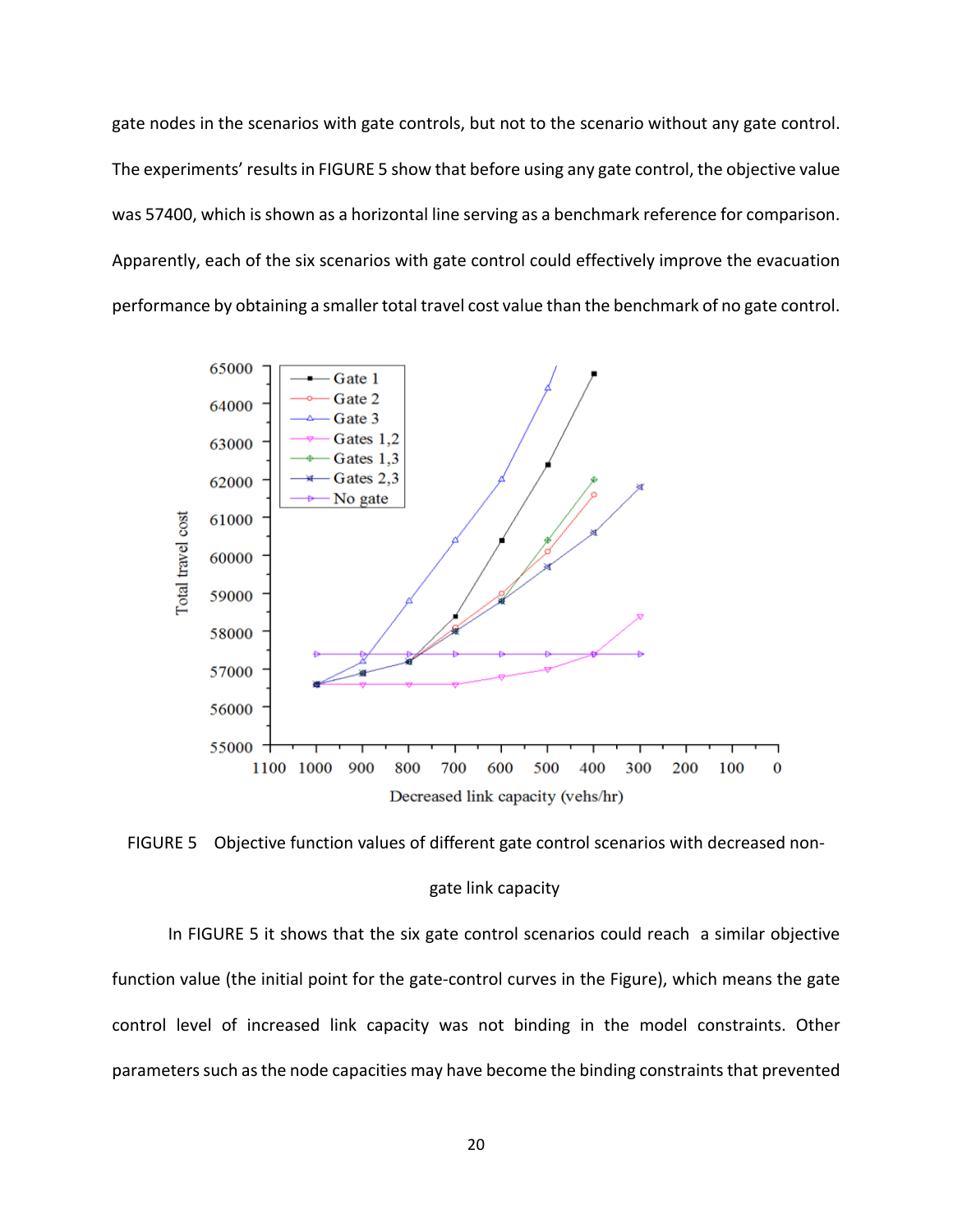gate nodes in the scenarios with gate controls, but not to the scenario without any gate control. The experiments' results in FIGURE 5 show that before using any gate control, the objective value was 57400, which is shown as a horizontal line serving as a benchmark reference for comparison. Apparently, each of the six scenarios with gate control could effectively improve the evacuation performance by obtaining a smaller total travel cost value than the benchmark of no gate control.

FIGURE 5 Objective function values of different gate control scenarios with decreased non-gate link capacity

In FIGURE 5 it shows that the six gate control scenarios could reach a similar objective function value (the initial point for the gate-control curves in the Figure), which means the gate control level of increased link capacity was not binding in the model constraints. Other parameters such as the node capacities may have become the binding constraints that prevented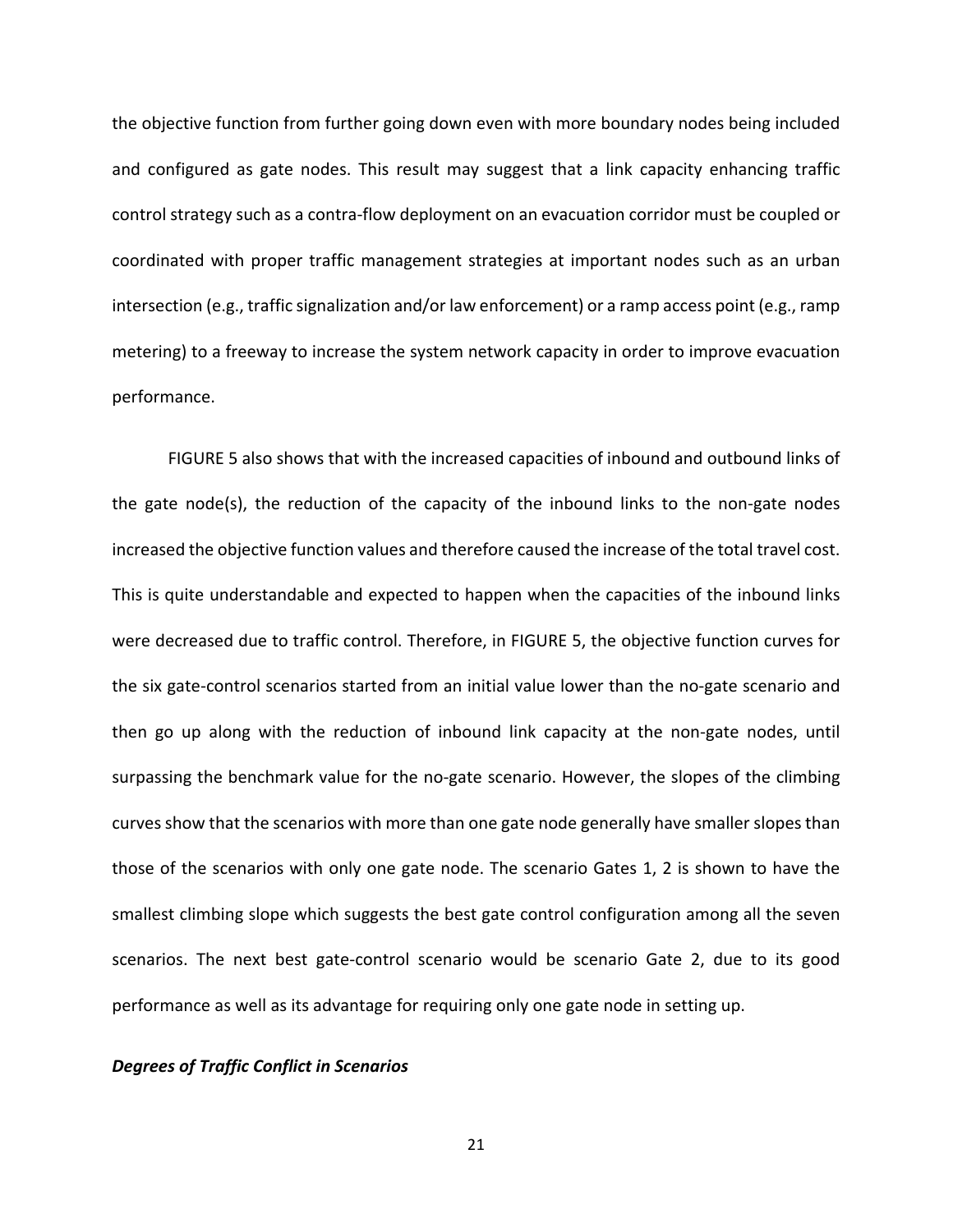the objective function from further going down even with more boundary nodes being included and configured as gate nodes. This result may suggest that a link capacity enhancing traffic control strategy such as a contra-flow deployment on an evacuation corridor must be coupled or coordinated with proper traffic management strategies at important nodes such as an urban intersection (e.g., traffic signalization and/or law enforcement) or a ramp access point (e.g., ramp metering) to a freeway to increase the system network capacity in order to improve evacuation performance.

FIGURE 5 also shows that with the increased capacities of inbound and outbound links of the gate node(s), the reduction of the capacity of the inbound links to the non-gate nodes increased the objective function values and therefore caused the increase of the total travel cost. This is quite understandable and expected to happen when the capacities of the inbound links were decreased due to traffic control. Therefore, in FIGURE 5, the objective function curves for the six gate-control scenarios started from an initial value lower than the no-gate scenario and then go up along with the reduction of inbound link capacity at the non-gate nodes, until surpassing the benchmark value for the no-gate scenario. However, the slopes of the climbing curves show that the scenarios with more than one gate node generally have smaller slopes than those of the scenarios with only one gate node. The scenario Gates 1, 2 is shown to have the smallest climbing slope which suggests the best gate control configuration among all the seven scenarios. The next best gate-control scenario would be scenario Gate 2, due to its good performance as well as its advantage for requiring only one gate node in setting up.

***Degrees of Traffic Conflict in Scenarios***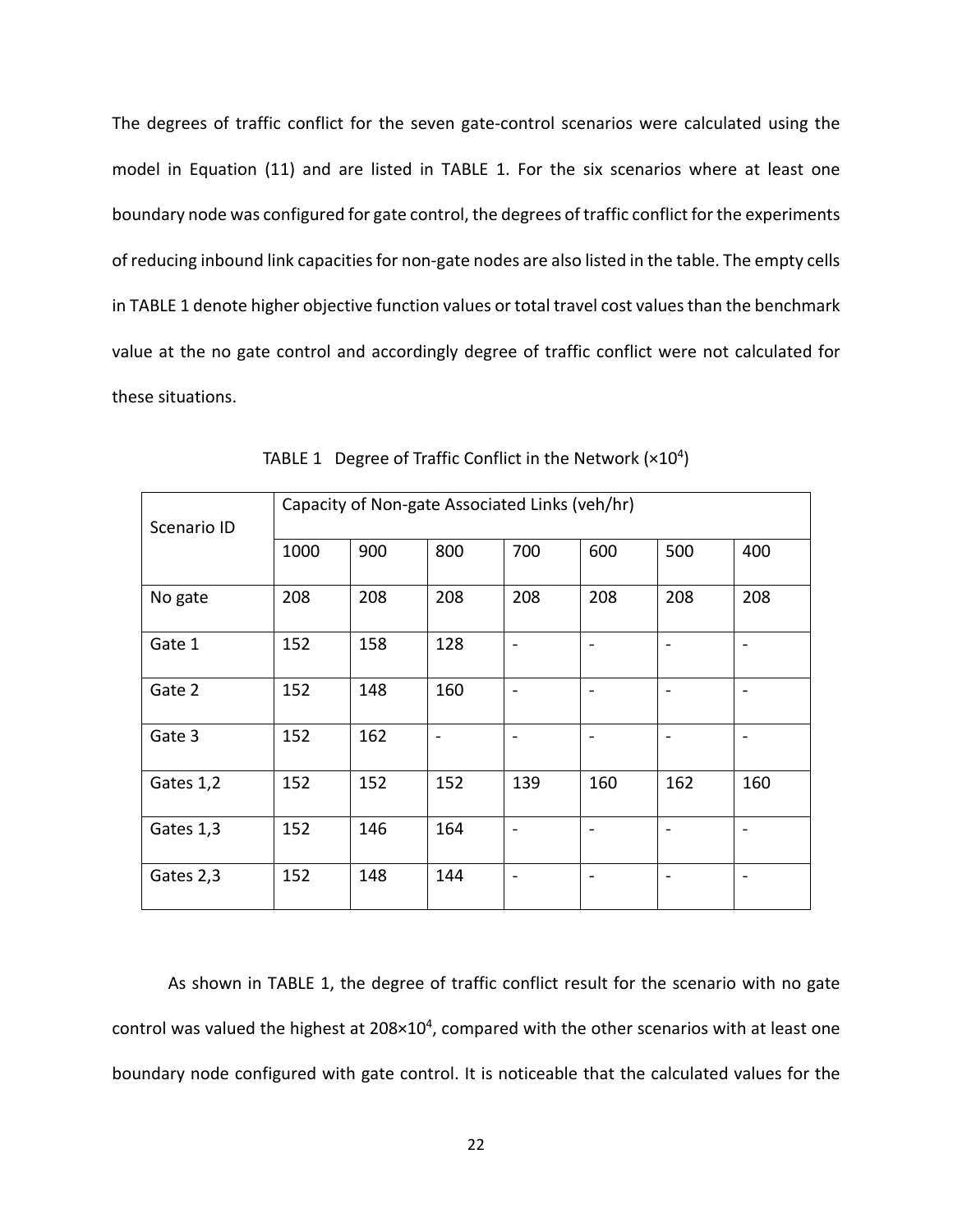The degrees of traffic conflict for the seven gate-control scenarios were calculated using the model in Equation (11) and are listed in TABLE 1. For the six scenarios where at least one boundary node was configured for gate control, the degrees of traffic conflict for the experiments of reducing inbound link capacities for non-gate nodes are also listed in the table. The empty cells in TABLE 1 denote higher objective function values or total travel cost values than the benchmark value at the no gate control and accordingly degree of traffic conflict were not calculated for these situations.

TABLE 1 Degree of Traffic Conflict in the Network ($\times 10^4$)

| Scenario ID | Capacity of Non-gate Associated Links (veh/hr) | | | | | | |
|---|---|---|---|---|---|---|---|
| | 1000 | 900 | 800 | 700 | 600 | 500 | 400 |
| No gate | 208 | 208 | 208 | 208 | 208 | 208 | 208 |
| Gate 1 | 152 | 158 | 128 | - | - | - | - |
| Gate 2 | 152 | 148 | 160 | - | - | - | - |
| Gate 3 | 152 | 162 | - | - | - | - | - |
| Gates 1,2 | 152 | 152 | 152 | 139 | 160 | 162 | 160 |
| Gates 1,3 | 152 | 146 | 164 | - | - | - | - |
| Gates 2,3 | 152 | 148 | 144 | - | - | - | - |

As shown in TABLE 1, the degree of traffic conflict result for the scenario with no gate control was valued the highest at $208\times10^4$, compared with the other scenarios with at least one boundary node configured with gate control. It is noticeable that the calculated values for the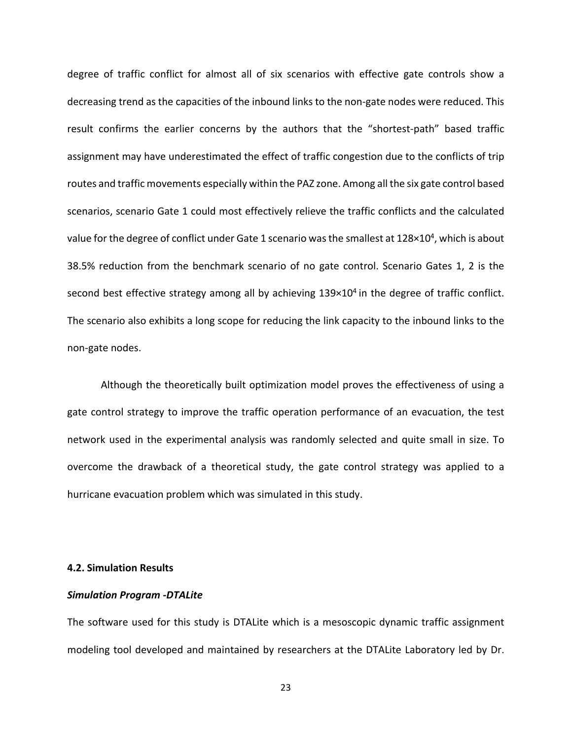degree of traffic conflict for almost all of six scenarios with effective gate controls show a decreasing trend as the capacities of the inbound links to the non-gate nodes were reduced. This result confirms the earlier concerns by the authors that the "shortest-path" based traffic assignment may have underestimated the effect of traffic congestion due to the conflicts of trip routes and traffic movements especially within the PAZ zone. Among all the six gate control based scenarios, scenario Gate 1 could most effectively relieve the traffic conflicts and the calculated value for the degree of conflict under Gate 1 scenario was the smallest at $128 \times 10^4$, which is about 38.5% reduction from the benchmark scenario of no gate control. Scenario Gates 1, 2 is the second best effective strategy among all by achieving $139 \times 10^4$ in the degree of traffic conflict. The scenario also exhibits a long scope for reducing the link capacity to the inbound links to the non-gate nodes.

Although the theoretically built optimization model proves the effectiveness of using a gate control strategy to improve the traffic operation performance of an evacuation, the test network used in the experimental analysis was randomly selected and quite small in size. To overcome the drawback of a theoretical study, the gate control strategy was applied to a hurricane evacuation problem which was simulated in this study.

### 4.2. Simulation Results

***Simulation Program -DTALite***

The software used for this study is DTALite which is a mesoscopic dynamic traffic assignment modeling tool developed and maintained by researchers at the DTALite Laboratory led by Dr.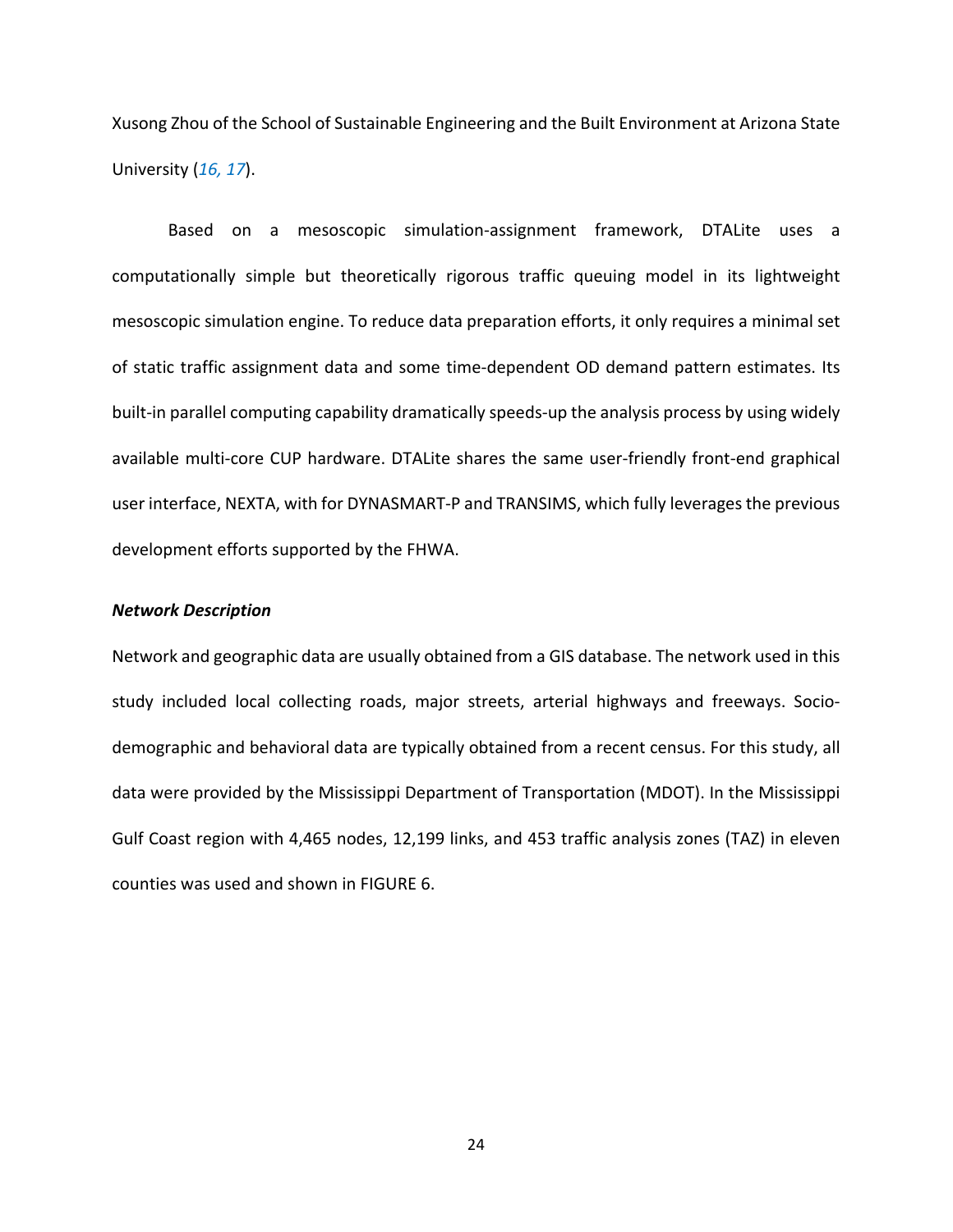Xusong Zhou of the School of Sustainable Engineering and the Built Environment at Arizona State University (*16, 17*).

Based on a mesoscopic simulation-assignment framework, DTALite uses a computationally simple but theoretically rigorous traffic queuing model in its lightweight mesoscopic simulation engine. To reduce data preparation efforts, it only requires a minimal set of static traffic assignment data and some time-dependent OD demand pattern estimates. Its built-in parallel computing capability dramatically speeds-up the analysis process by using widely available multi-core CUP hardware. DTALite shares the same user-friendly front-end graphical user interface, NEXTA, with for DYNASMART-P and TRANSIMS, which fully leverages the previous development efforts supported by the FHWA.

***Network Description***

Network and geographic data are usually obtained from a GIS database. The network used in this study included local collecting roads, major streets, arterial highways and freeways. Socio-demographic and behavioral data are typically obtained from a recent census. For this study, all data were provided by the Mississippi Department of Transportation (MDOT). In the Mississippi Gulf Coast region with 4,465 nodes, 12,199 links, and 453 traffic analysis zones (TAZ) in eleven counties was used and shown in FIGURE 6.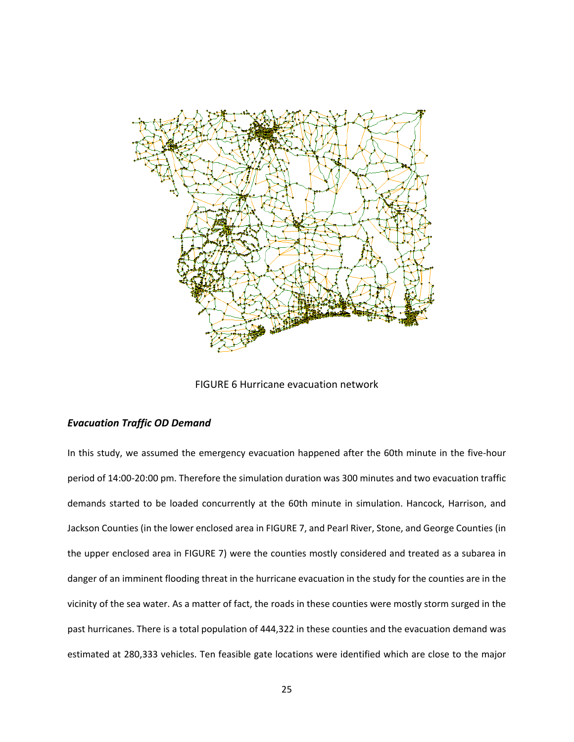FIGURE 6 Hurricane evacuation network

### *Evacuation Traffic OD Demand*

In this study, we assumed the emergency evacuation happened after the 60th minute in the five-hour period of 14:00-20:00 pm. Therefore the simulation duration was 300 minutes and two evacuation traffic demands started to be loaded concurrently at the 60th minute in simulation. Hancock, Harrison, and Jackson Counties (in the lower enclosed area in FIGURE 7, and Pearl River, Stone, and George Counties (in the upper enclosed area in FIGURE 7) were the counties mostly considered and treated as a subarea in danger of an imminent flooding threat in the hurricane evacuation in the study for the counties are in the vicinity of the sea water. As a matter of fact, the roads in these counties were mostly storm surged in the past hurricanes. There is a total population of 444,322 in these counties and the evacuation demand was estimated at 280,333 vehicles. Ten feasible gate locations were identified which are close to the major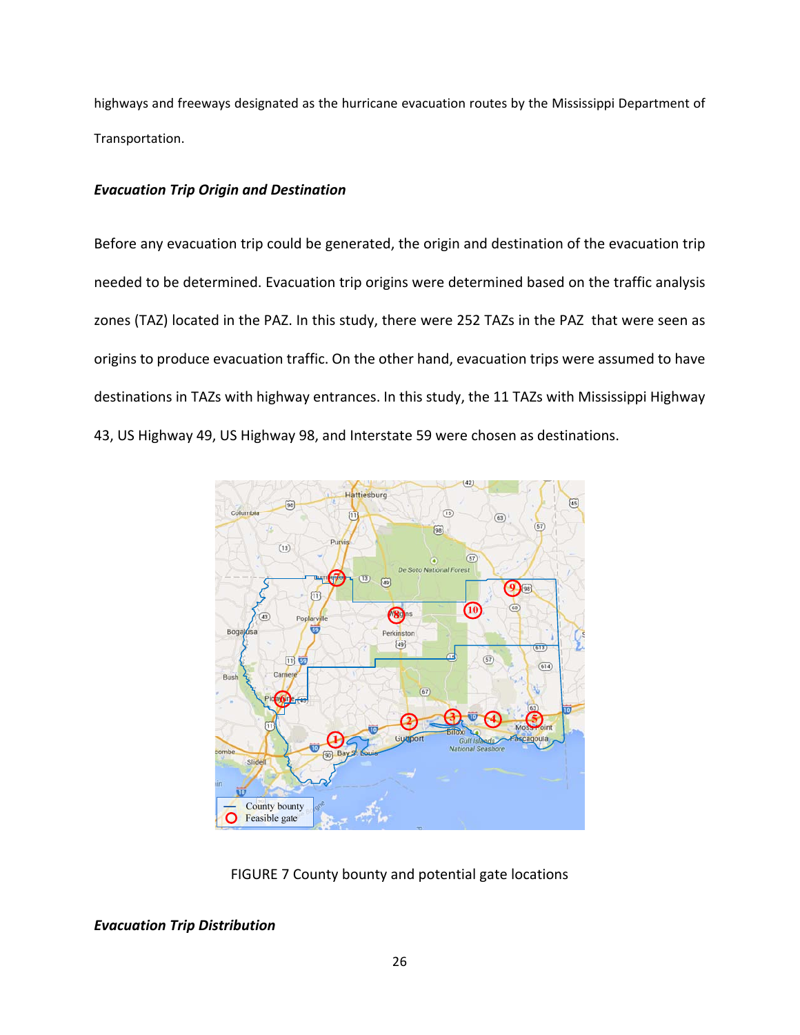highways and freeways designated as the hurricane evacuation routes by the Mississippi Department of Transportation.

### *Evacuation Trip Origin and Destination*

Before any evacuation trip could be generated, the origin and destination of the evacuation trip needed to be determined. Evacuation trip origins were determined based on the traffic analysis zones (TAZ) located in the PAZ. In this study, there were 252 TAZs in the PAZ that were seen as origins to produce evacuation traffic. On the other hand, evacuation trips were assumed to have destinations in TAZs with highway entrances. In this study, the 11 TAZs with Mississippi Highway 43, US Highway 49, US Highway 98, and Interstate 59 were chosen as destinations.

FIGURE 7 County bounty and potential gate locations

### *Evacuation Trip Distribution*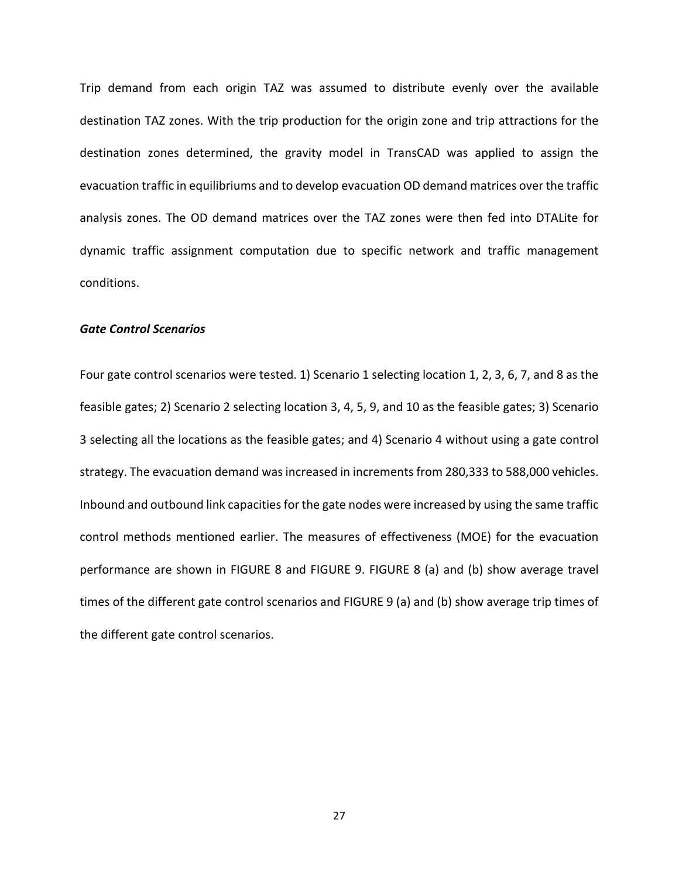Trip demand from each origin TAZ was assumed to distribute evenly over the available destination TAZ zones. With the trip production for the origin zone and trip attractions for the destination zones determined, the gravity model in TransCAD was applied to assign the evacuation traffic in equilibriums and to develop evacuation OD demand matrices over the traffic analysis zones. The OD demand matrices over the TAZ zones were then fed into DTALite for dynamic traffic assignment computation due to specific network and traffic management conditions.

### *Gate Control Scenarios*

Four gate control scenarios were tested. 1) Scenario 1 selecting location 1, 2, 3, 6, 7, and 8 as the feasible gates; 2) Scenario 2 selecting location 3, 4, 5, 9, and 10 as the feasible gates; 3) Scenario 3 selecting all the locations as the feasible gates; and 4) Scenario 4 without using a gate control strategy. The evacuation demand was increased in increments from 280,333 to 588,000 vehicles. Inbound and outbound link capacities for the gate nodes were increased by using the same traffic control methods mentioned earlier. The measures of effectiveness (MOE) for the evacuation performance are shown in FIGURE 8 and FIGURE 9. FIGURE 8 (a) and (b) show average travel times of the different gate control scenarios and FIGURE 9 (a) and (b) show average trip times of the different gate control scenarios.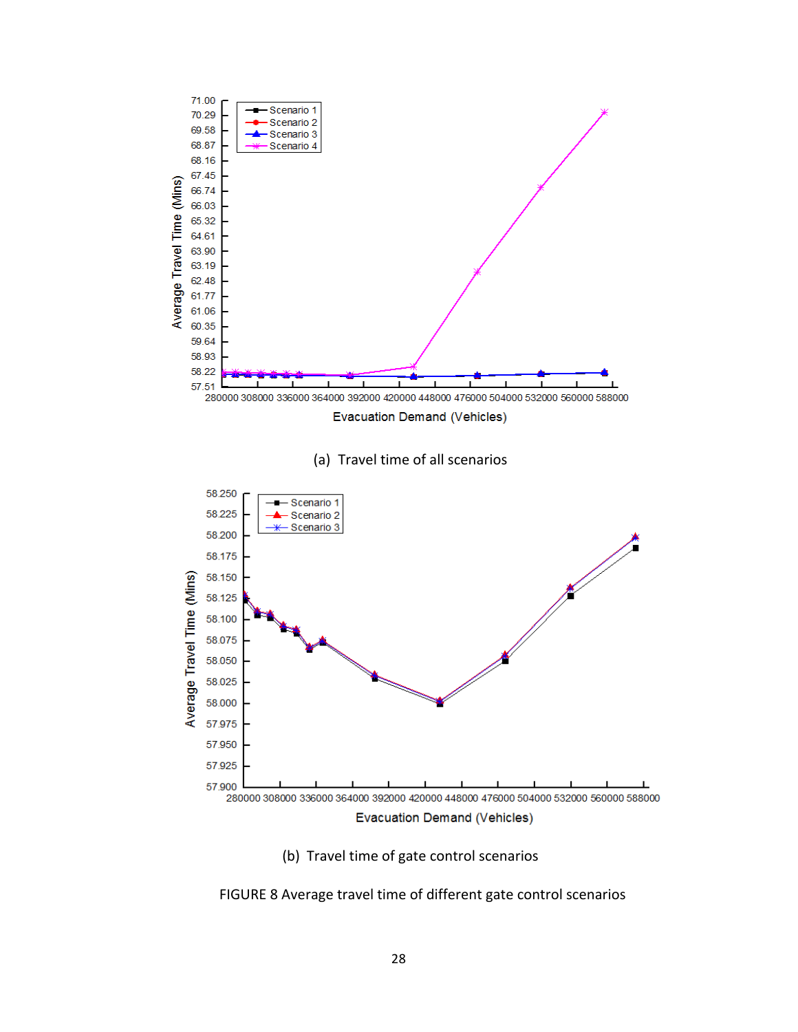(a) Travel time of all scenarios

(b) Travel time of gate control scenarios

FIGURE 8 Average travel time of different gate control scenarios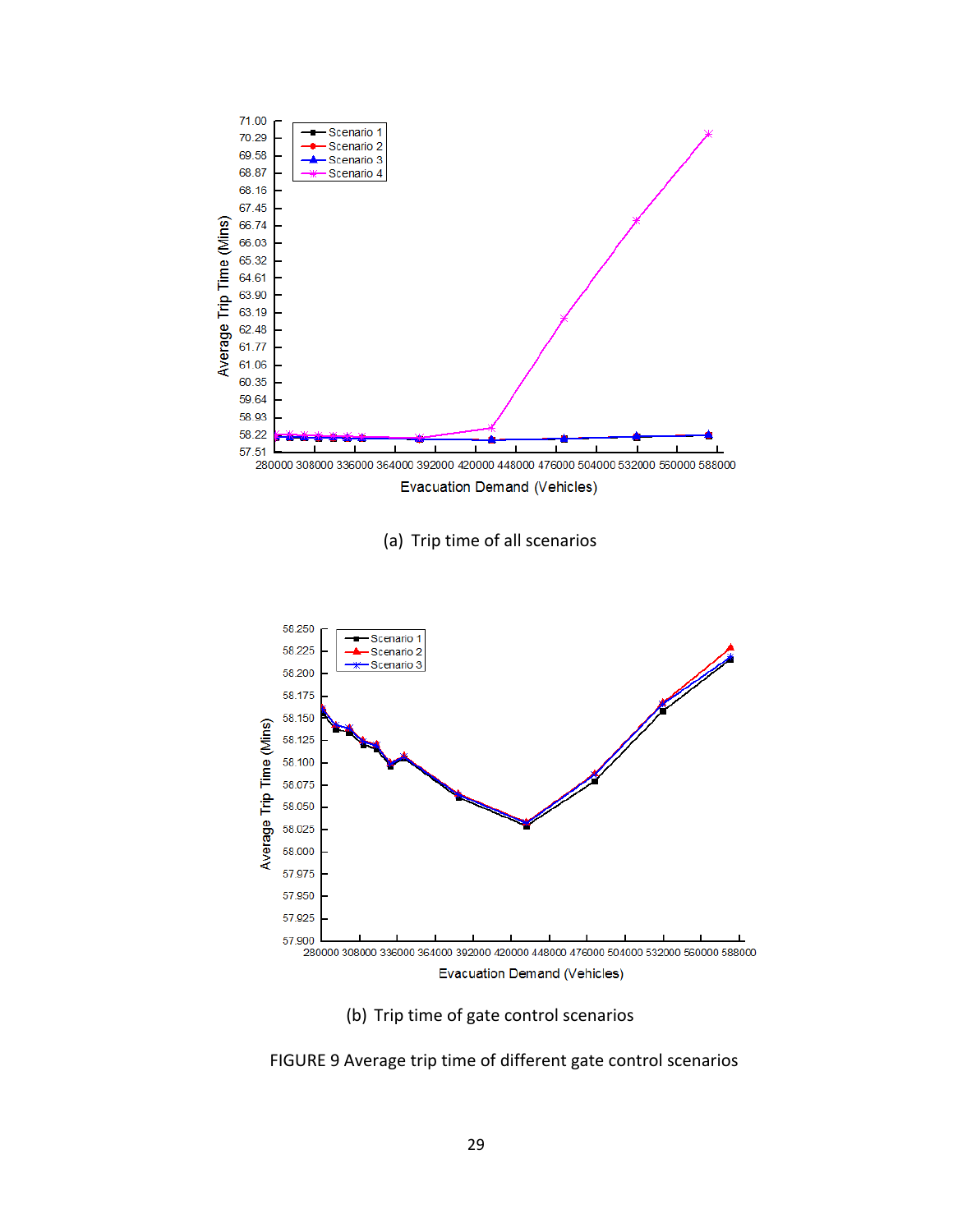(a) Trip time of all scenarios

(b) Trip time of gate control scenarios

FIGURE 9 Average trip time of different gate control scenarios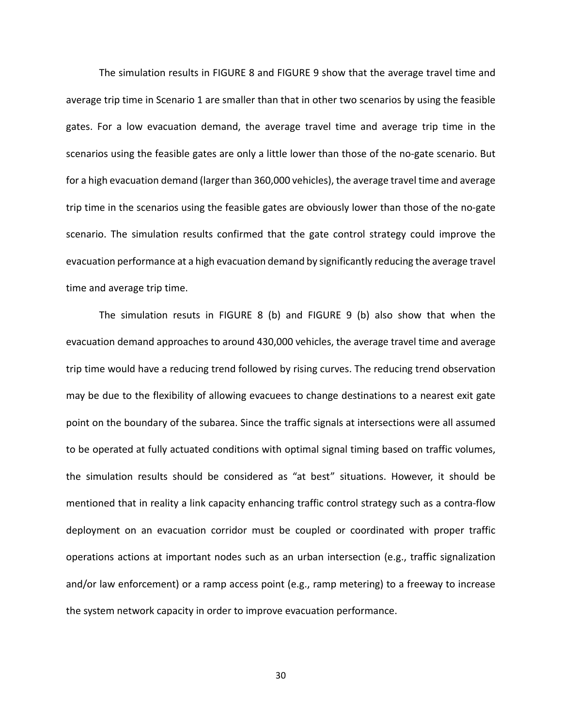The simulation results in FIGURE 8 and FIGURE 9 show that the average travel time and average trip time in Scenario 1 are smaller than that in other two scenarios by using the feasible gates. For a low evacuation demand, the average travel time and average trip time in the scenarios using the feasible gates are only a little lower than those of the no-gate scenario. But for a high evacuation demand (larger than 360,000 vehicles), the average travel time and average trip time in the scenarios using the feasible gates are obviously lower than those of the no-gate scenario. The simulation results confirmed that the gate control strategy could improve the evacuation performance at a high evacuation demand by significantly reducing the average travel time and average trip time.

The simulation resuts in FIGURE 8 (b) and FIGURE 9 (b) also show that when the evacuation demand approaches to around 430,000 vehicles, the average travel time and average trip time would have a reducing trend followed by rising curves. The reducing trend observation may be due to the flexibility of allowing evacuees to change destinations to a nearest exit gate point on the boundary of the subarea. Since the traffic signals at intersections were all assumed to be operated at fully actuated conditions with optimal signal timing based on traffic volumes, the simulation results should be considered as "at best" situations. However, it should be mentioned that in reality a link capacity enhancing traffic control strategy such as a contra-flow deployment on an evacuation corridor must be coupled or coordinated with proper traffic operations actions at important nodes such as an urban intersection (e.g., traffic signalization and/or law enforcement) or a ramp access point (e.g., ramp metering) to a freeway to increase the system network capacity in order to improve evacuation performance.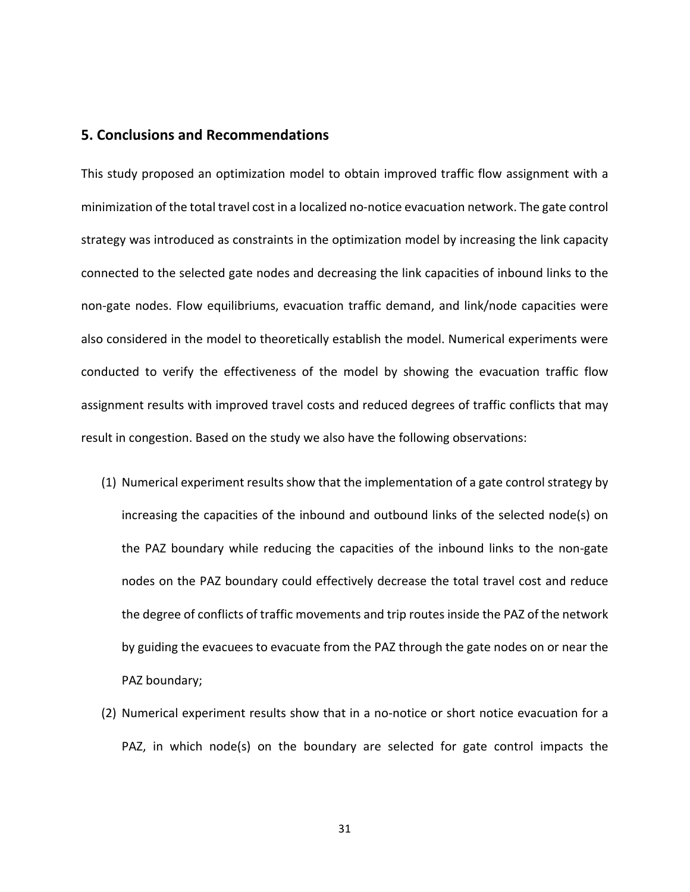## 5. Conclusions and Recommendations

This study proposed an optimization model to obtain improved traffic flow assignment with a minimization of the total travel cost in a localized no-notice evacuation network. The gate control strategy was introduced as constraints in the optimization model by increasing the link capacity connected to the selected gate nodes and decreasing the link capacities of inbound links to the non-gate nodes. Flow equilibriums, evacuation traffic demand, and link/node capacities were also considered in the model to theoretically establish the model. Numerical experiments were conducted to verify the effectiveness of the model by showing the evacuation traffic flow assignment results with improved travel costs and reduced degrees of traffic conflicts that may result in congestion. Based on the study we also have the following observations:

(1) Numerical experiment results show that the implementation of a gate control strategy by increasing the capacities of the inbound and outbound links of the selected node(s) on the PAZ boundary while reducing the capacities of the inbound links to the non-gate nodes on the PAZ boundary could effectively decrease the total travel cost and reduce the degree of conflicts of traffic movements and trip routes inside the PAZ of the network by guiding the evacuees to evacuate from the PAZ through the gate nodes on or near the PAZ boundary;

(2) Numerical experiment results show that in a no-notice or short notice evacuation for a PAZ, in which node(s) on the boundary are selected for gate control impacts the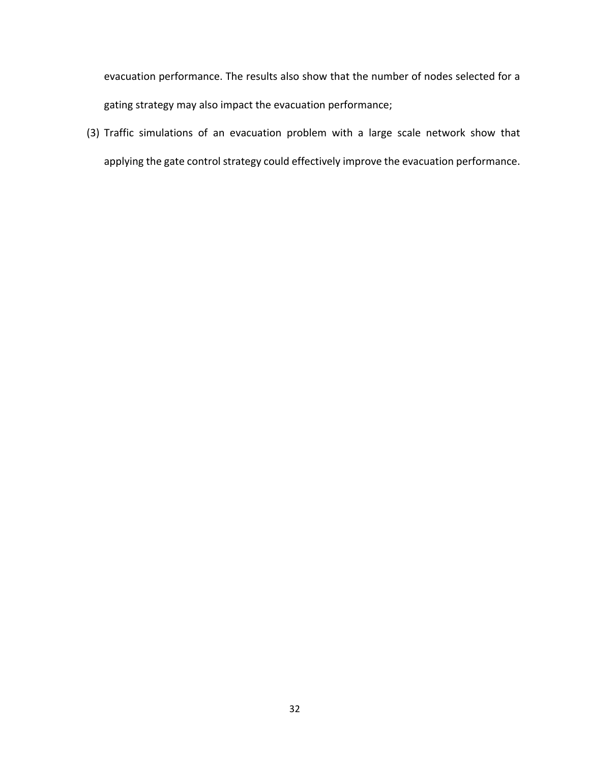evacuation performance. The results also show that the number of nodes selected for a gating strategy may also impact the evacuation performance;

(3) Traffic simulations of an evacuation problem with a large scale network show that applying the gate control strategy could effectively improve the evacuation performance.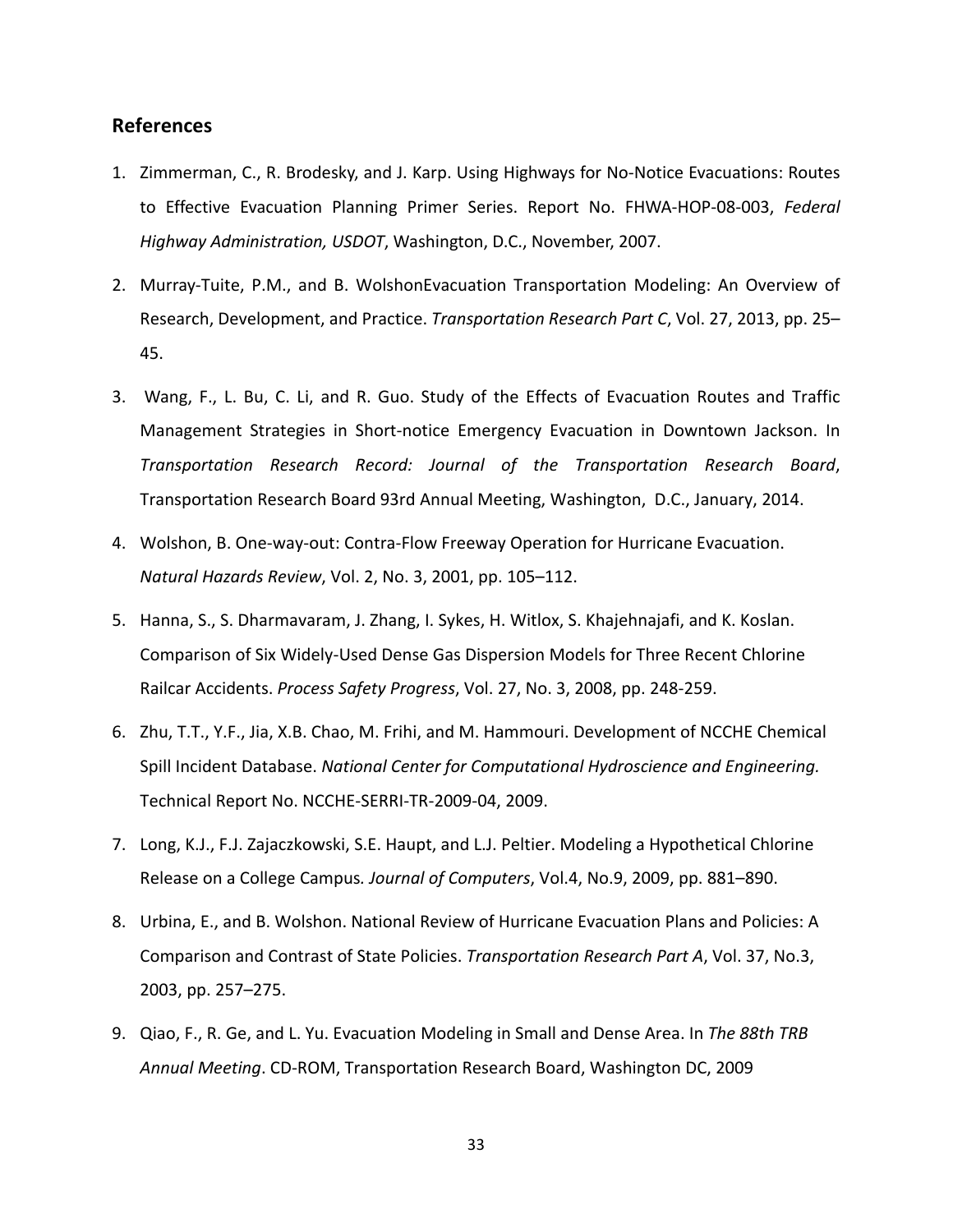## References

1. Zimmerman, C., R. Brodesky, and J. Karp. Using Highways for No-Notice Evacuations: Routes to Effective Evacuation Planning Primer Series. Report No. FHWA-HOP-08-003, *Federal Highway Administration, USDOT*, Washington, D.C., November, 2007.

2. Murray-Tuite, P.M., and B. WolshonEvacuation Transportation Modeling: An Overview of Research, Development, and Practice. *Transportation Research Part C*, Vol. 27, 2013, pp. 25–45.

3. Wang, F., L. Bu, C. Li, and R. Guo. Study of the Effects of Evacuation Routes and Traffic Management Strategies in Short-notice Emergency Evacuation in Downtown Jackson. In *Transportation Research Record: Journal of the Transportation Research Board*, Transportation Research Board 93rd Annual Meeting, Washington, D.C., January, 2014.

4. Wolshon, B. One-way-out: Contra-Flow Freeway Operation for Hurricane Evacuation. *Natural Hazards Review*, Vol. 2, No. 3, 2001, pp. 105–112.

5. Hanna, S., S. Dharmavaram, J. Zhang, I. Sykes, H. Witlox, S. Khajehnajafi, and K. Koslan. Comparison of Six Widely-Used Dense Gas Dispersion Models for Three Recent Chlorine Railcar Accidents. *Process Safety Progress*, Vol. 27, No. 3, 2008, pp. 248-259.

6. Zhu, T.T., Y.F., Jia, X.B. Chao, M. Frihi, and M. Hammouri. Development of NCCHE Chemical Spill Incident Database. *National Center for Computational Hydroscience and Engineering.* Technical Report No. NCCHE-SERRI-TR-2009-04, 2009.

7. Long, K.J., F.J. Zajaczkowski, S.E. Haupt, and L.J. Peltier. Modeling a Hypothetical Chlorine Release on a College Campus. *Journal of Computers*, Vol.4, No.9, 2009, pp. 881–890.

8. Urbina, E., and B. Wolshon. National Review of Hurricane Evacuation Plans and Policies: A Comparison and Contrast of State Policies. *Transportation Research Part A*, Vol. 37, No.3, 2003, pp. 257–275.

9. Qiao, F., R. Ge, and L. Yu. Evacuation Modeling in Small and Dense Area. In *The 88th TRB Annual Meeting*. CD-ROM, Transportation Research Board, Washington DC, 2009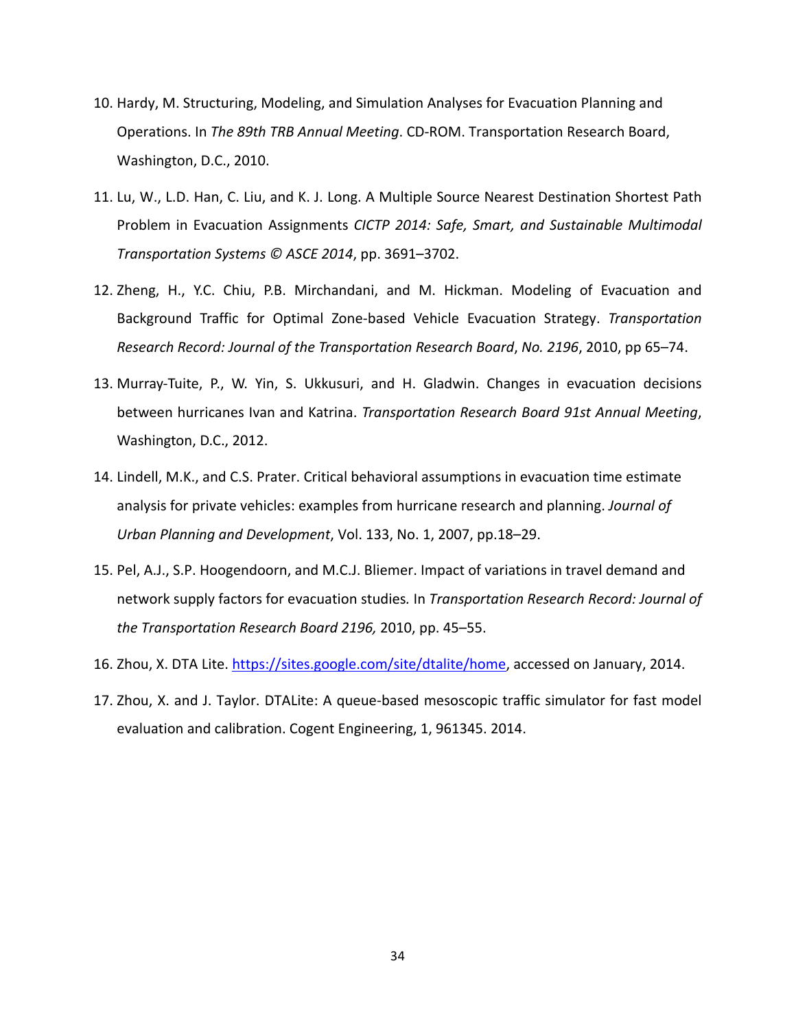10. Hardy, M. Structuring, Modeling, and Simulation Analyses for Evacuation Planning and Operations. In *The 89th TRB Annual Meeting*. CD-ROM. Transportation Research Board, Washington, D.C., 2010.

11. Lu, W., L.D. Han, C. Liu, and K. J. Long. A Multiple Source Nearest Destination Shortest Path Problem in Evacuation Assignments *CICTP 2014: Safe, Smart, and Sustainable Multimodal Transportation Systems © ASCE 2014*, pp. 3691–3702.

12. Zheng, H., Y.C. Chiu, P.B. Mirchandani, and M. Hickman. Modeling of Evacuation and Background Traffic for Optimal Zone-based Vehicle Evacuation Strategy. *Transportation Research Record: Journal of the Transportation Research Board*, *No. 2196*, 2010, pp 65–74.

13. Murray-Tuite, P., W. Yin, S. Ukkusuri, and H. Gladwin. Changes in evacuation decisions between hurricanes Ivan and Katrina. *Transportation Research Board 91st Annual Meeting*, Washington, D.C., 2012.

14. Lindell, M.K., and C.S. Prater. Critical behavioral assumptions in evacuation time estimate analysis for private vehicles: examples from hurricane research and planning. *Journal of Urban Planning and Development*, Vol. 133, No. 1, 2007, pp.18–29.

15. Pel, A.J., S.P. Hoogendoorn, and M.C.J. Bliemer. Impact of variations in travel demand and network supply factors for evacuation studies. In *Transportation Research Record: Journal of the Transportation Research Board 2196,* 2010, pp. 45–55.

16. Zhou, X. DTA Lite. https://sites.google.com/site/dtalite/home, accessed on January, 2014.

17. Zhou, X. and J. Taylor. DTALite: A queue-based mesoscopic traffic simulator for fast model evaluation and calibration. Cogent Engineering, 1, 961345. 2014.